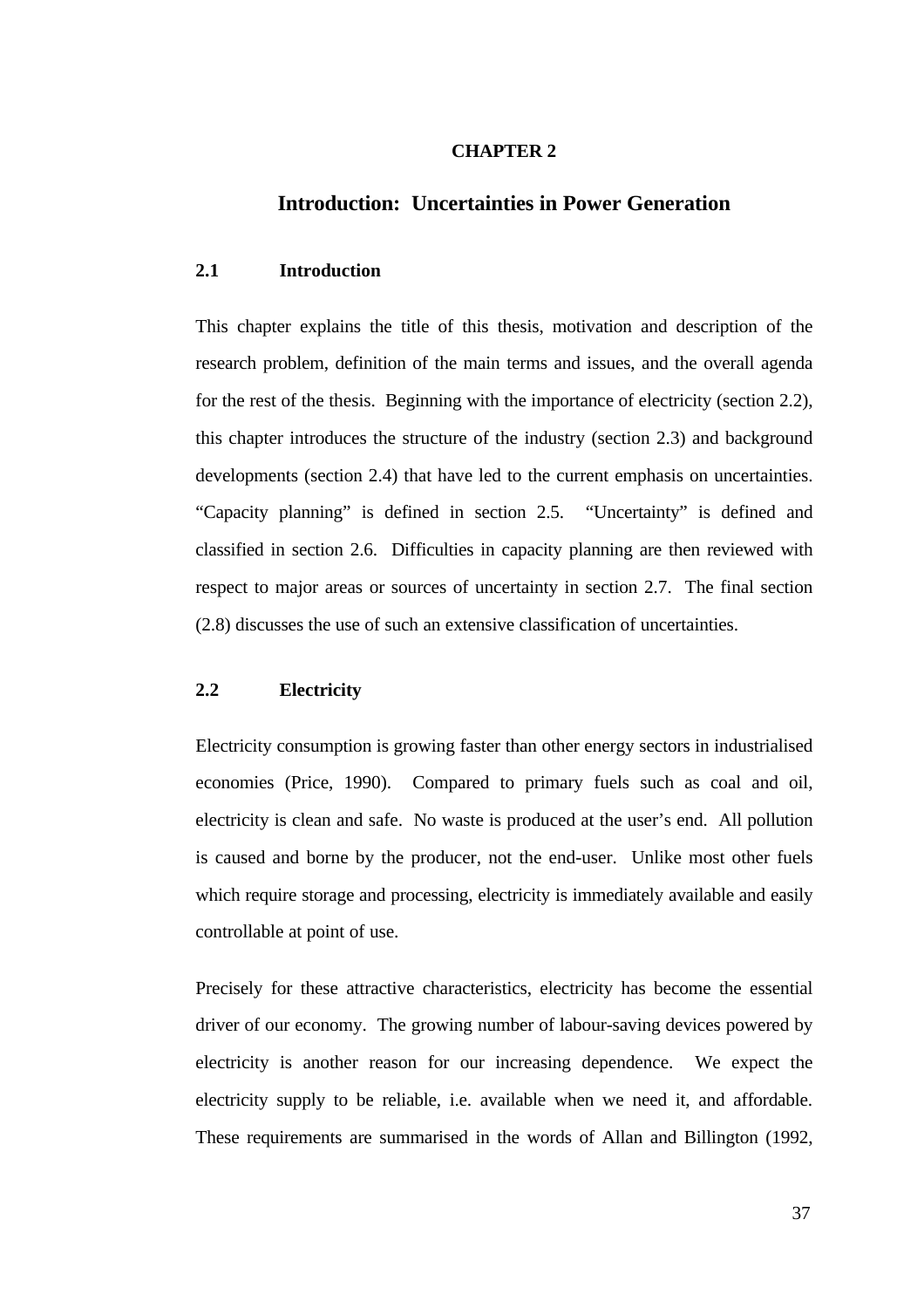# CHAPTER 2

## Introduction: Uncertainties in Power Generation

### 2.1 Introduction

This chapter explains the title of this thesis, motivation and description of the research problem, definition of the main terms and issues, and the overall agenda for the rest of the thesis. Beginning with the importance of electricity (section 2.2), this chapter introduces the structure of the industry (section 2.3) and background developments (section 2.4) that have led to the current emphasis on uncertainties. "Capacity planning" is defined in section 2.5. "Uncertainty" is defined and classified in section 2.6. Difficulties in capacity planning are then reviewed with respect to major areas or sources of uncertainty in section 2.7. The final section (2.8) discusses the use of such an extensive classification of uncertainties.

### 2.2 Electricity

Electricity consumption is growing faster than other energy sectors in industrialised economies (Price, 1990). Compared to primary fuels such as coal and oil, electricity is clean and safe. No waste is produced at the user's end. All pollution is caused and borne by the producer, not the end-user. Unlike most other fuels which require storage and processing, electricity is immediately available and easily controllable at point of use.

Precisely for these attractive characteristics, electricity has become the essential driver of our economy. The growing number of labour-saving devices powered by electricity is another reason for our increasing dependence. We expect the electricity supply to be reliable, i.e. available when we need it, and affordable. These requirements are summarised in the words of Allan and Billington (1992,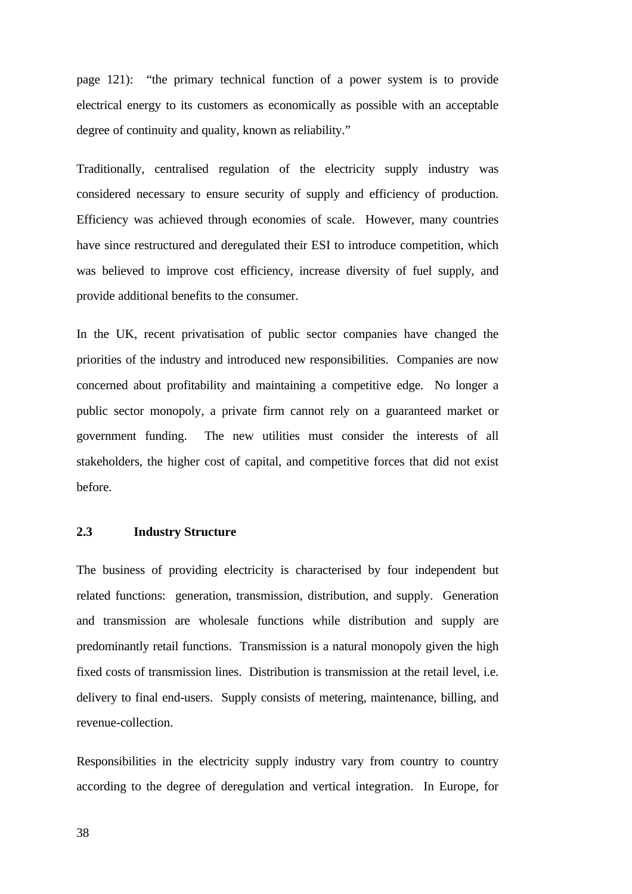page 121): "the primary technical function of a power system is to provide electrical energy to its customers as economically as possible with an acceptable degree of continuity and quality, known as reliability."

Traditionally, centralised regulation of the electricity supply industry was considered necessary to ensure security of supply and efficiency of production. Efficiency was achieved through economies of scale. However, many countries have since restructured and deregulated their ESI to introduce competition, which was believed to improve cost efficiency, increase diversity of fuel supply, and provide additional benefits to the consumer.

In the UK, recent privatisation of public sector companies have changed the priorities of the industry and introduced new responsibilities. Companies are now concerned about profitability and maintaining a competitive edge. No longer a public sector monopoly, a private firm cannot rely on a guaranteed market or government funding. The new utilities must consider the interests of all stakeholders, the higher cost of capital, and competitive forces that did not exist before.

### 2.3 Industry Structure

The business of providing electricity is characterised by four independent but related functions: generation, transmission, distribution, and supply. Generation and transmission are wholesale functions while distribution and supply are predominantly retail functions. Transmission is a natural monopoly given the high fixed costs of transmission lines. Distribution is transmission at the retail level, i.e. delivery to final end-users. Supply consists of metering, maintenance, billing, and revenue-collection.

Responsibilities in the electricity supply industry vary from country to country according to the degree of deregulation and vertical integration. In Europe, for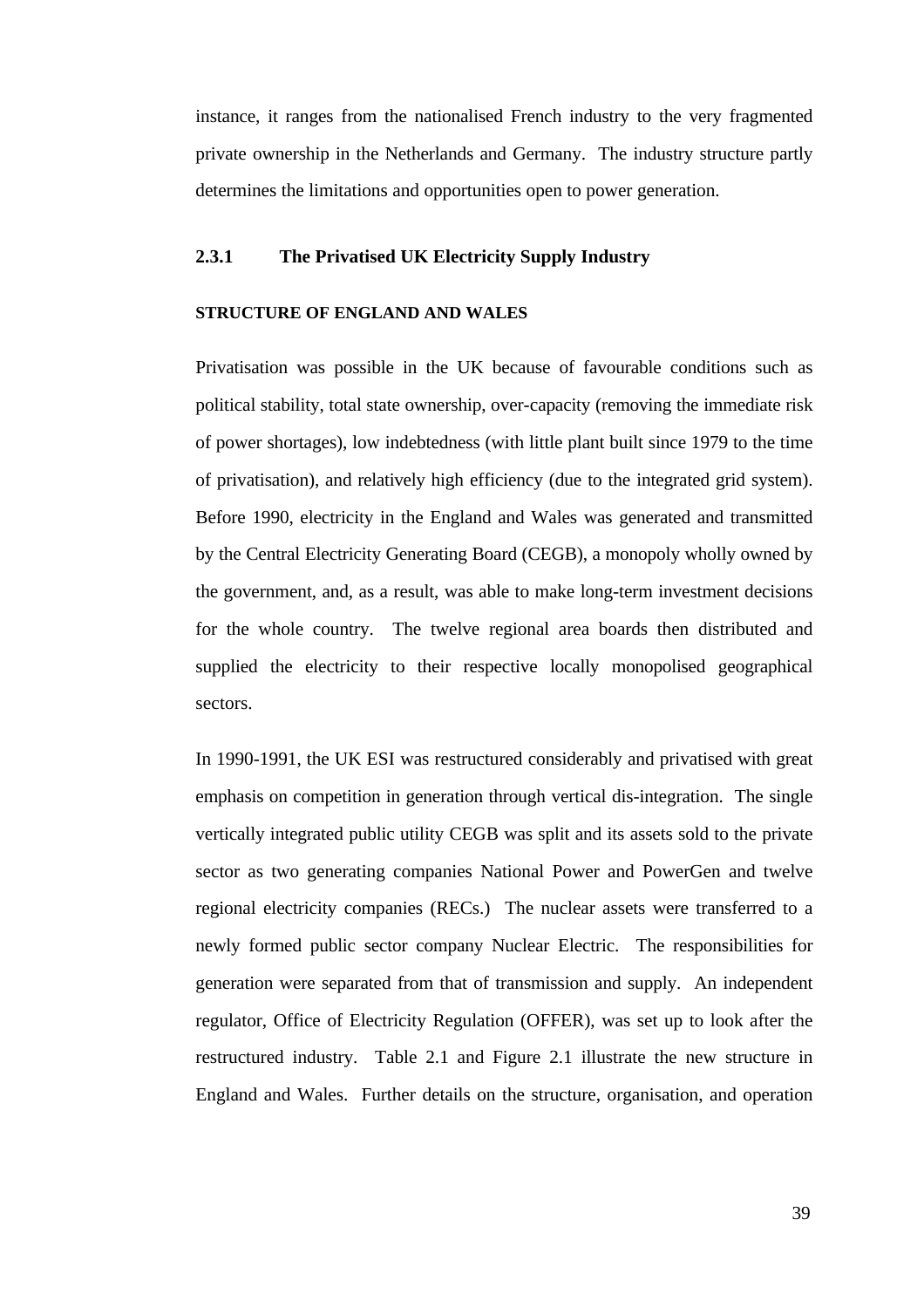instance, it ranges from the nationalised French industry to the very fragmented private ownership in the Netherlands and Germany. The industry structure partly determines the limitations and opportunities open to power generation.

### 2.3.1 The Privatised UK Electricity Supply Industry

**STRUCTURE OF ENGLAND AND WALES**

Privatisation was possible in the UK because of favourable conditions such as political stability, total state ownership, over-capacity (removing the immediate risk of power shortages), low indebtedness (with little plant built since 1979 to the time of privatisation), and relatively high efficiency (due to the integrated grid system). Before 1990, electricity in the England and Wales was generated and transmitted by the Central Electricity Generating Board (CEGB), a monopoly wholly owned by the government, and, as a result, was able to make long-term investment decisions for the whole country. The twelve regional area boards then distributed and supplied the electricity to their respective locally monopolised geographical sectors.

In 1990-1991, the UK ESI was restructured considerably and privatised with great emphasis on competition in generation through vertical dis-integration. The single vertically integrated public utility CEGB was split and its assets sold to the private sector as two generating companies National Power and PowerGen and twelve regional electricity companies (RECs.) The nuclear assets were transferred to a newly formed public sector company Nuclear Electric. The responsibilities for generation were separated from that of transmission and supply. An independent regulator, Office of Electricity Regulation (OFFER), was set up to look after the restructured industry. Table 2.1 and Figure 2.1 illustrate the new structure in England and Wales. Further details on the structure, organisation, and operation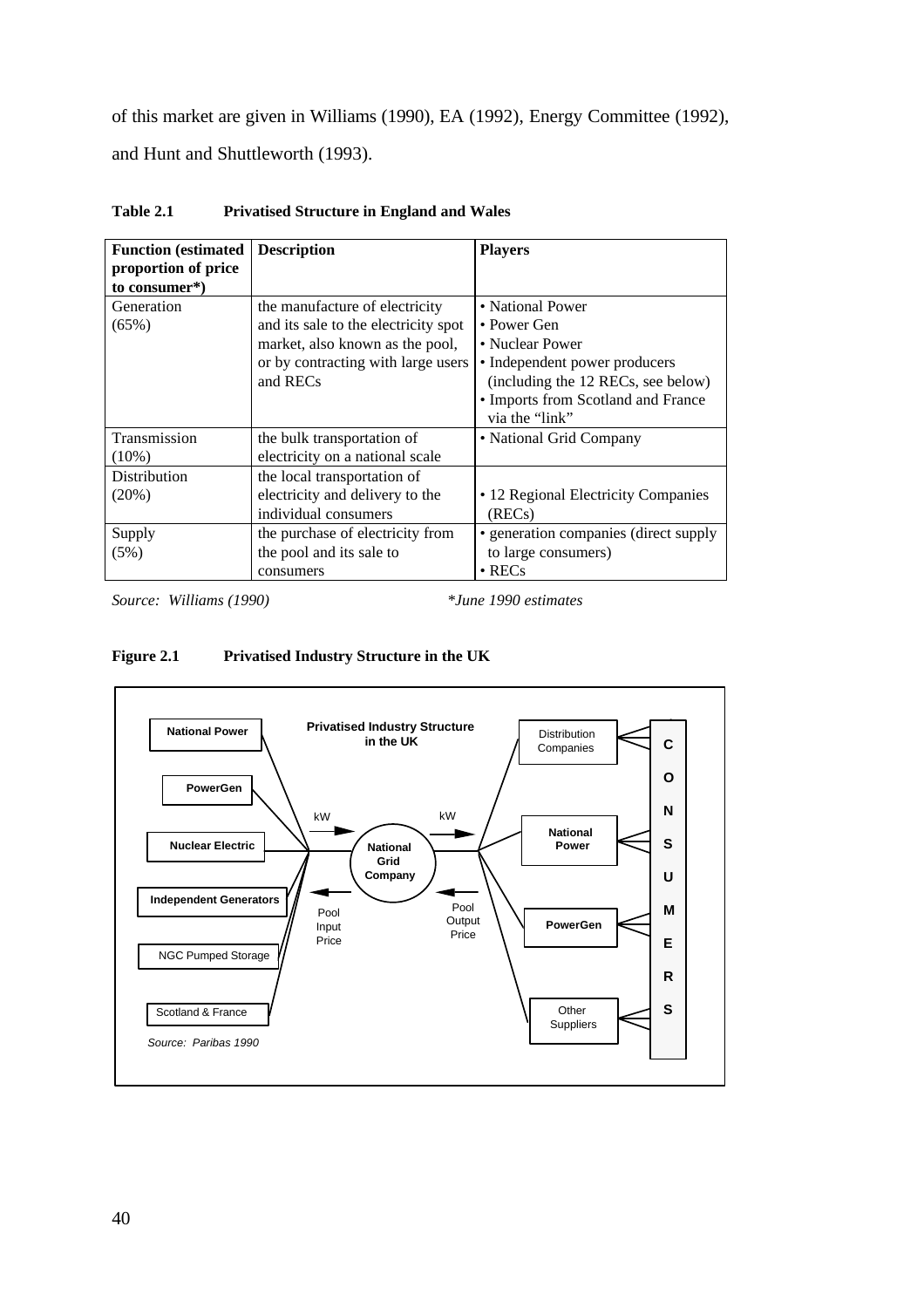of this market are given in Williams (1990), EA (1992), Energy Committee (1992), and Hunt and Shuttleworth (1993).

**Table 2.1 Privatised Structure in England and Wales**

| Function (estimated proportion of price to consumer*) | Description | Players |
|---|---|---|
| Generation (65%) | the manufacture of electricity and its sale to the electricity spot market, also known as the pool, or by contracting with large users and RECs | • National Power<br>• Power Gen<br>• Nuclear Power<br>• Independent power producers (including the 12 RECs, see below)<br>• Imports from Scotland and France via the "link" |
| Transmission (10%) | the bulk transportation of electricity on a national scale | • National Grid Company |
| Distribution (20%) | the local transportation of electricity and delivery to the individual consumers | • 12 Regional Electricity Companies (RECs) |
| Supply (5%) | the purchase of electricity from the pool and its sale to consumers | • generation companies (direct supply to large consumers)<br>• RECs |

*Source: Williams (1990)* *\*June 1990 estimates*

**Figure 2.1 Privatised Industry Structure in the UK**

Privatised Industry Structure in the UK

National Power, PowerGen, Nuclear Electric, Independent Generators, NGC Pumped Storage, Scotland & France → kW → National Grid Company → kW → Distribution Companies, National Power, PowerGen, Other Suppliers → CONSUMERS

Pool Input Price ← National Grid Company ← Pool Output Price

*Source: Paribas 1990*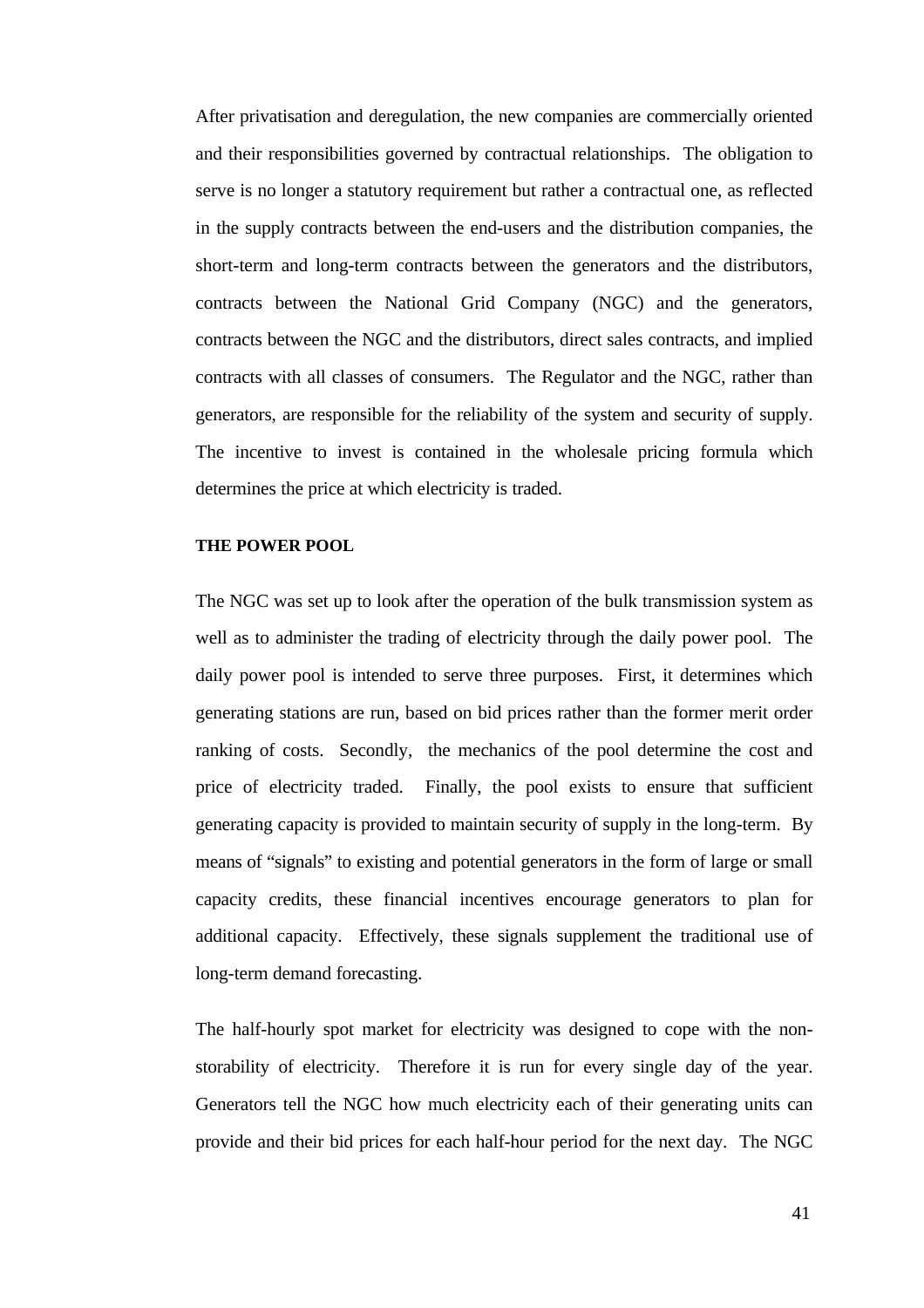After privatisation and deregulation, the new companies are commercially oriented and their responsibilities governed by contractual relationships. The obligation to serve is no longer a statutory requirement but rather a contractual one, as reflected in the supply contracts between the end-users and the distribution companies, the short-term and long-term contracts between the generators and the distributors, contracts between the National Grid Company (NGC) and the generators, contracts between the NGC and the distributors, direct sales contracts, and implied contracts with all classes of consumers. The Regulator and the NGC, rather than generators, are responsible for the reliability of the system and security of supply. The incentive to invest is contained in the wholesale pricing formula which determines the price at which electricity is traded.

## THE POWER POOL

The NGC was set up to look after the operation of the bulk transmission system as well as to administer the trading of electricity through the daily power pool. The daily power pool is intended to serve three purposes. First, it determines which generating stations are run, based on bid prices rather than the former merit order ranking of costs. Secondly, the mechanics of the pool determine the cost and price of electricity traded. Finally, the pool exists to ensure that sufficient generating capacity is provided to maintain security of supply in the long-term. By means of "signals" to existing and potential generators in the form of large or small capacity credits, these financial incentives encourage generators to plan for additional capacity. Effectively, these signals supplement the traditional use of long-term demand forecasting.

The half-hourly spot market for electricity was designed to cope with the non-storability of electricity. Therefore it is run for every single day of the year. Generators tell the NGC how much electricity each of their generating units can provide and their bid prices for each half-hour period for the next day. The NGC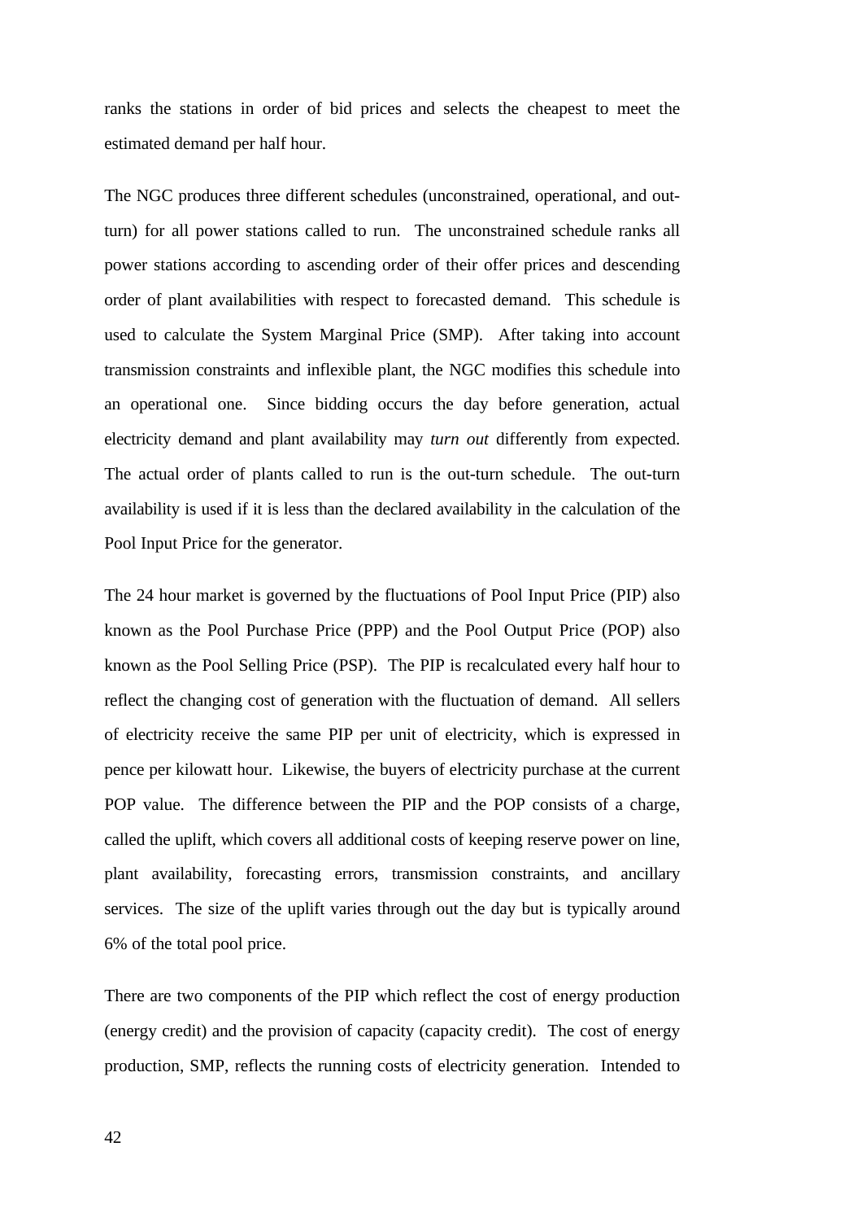ranks the stations in order of bid prices and selects the cheapest to meet the estimated demand per half hour.

The NGC produces three different schedules (unconstrained, operational, and out-turn) for all power stations called to run. The unconstrained schedule ranks all power stations according to ascending order of their offer prices and descending order of plant availabilities with respect to forecasted demand. This schedule is used to calculate the System Marginal Price (SMP). After taking into account transmission constraints and inflexible plant, the NGC modifies this schedule into an operational one. Since bidding occurs the day before generation, actual electricity demand and plant availability may *turn out* differently from expected. The actual order of plants called to run is the out-turn schedule. The out-turn availability is used if it is less than the declared availability in the calculation of the Pool Input Price for the generator.

The 24 hour market is governed by the fluctuations of Pool Input Price (PIP) also known as the Pool Purchase Price (PPP) and the Pool Output Price (POP) also known as the Pool Selling Price (PSP). The PIP is recalculated every half hour to reflect the changing cost of generation with the fluctuation of demand. All sellers of electricity receive the same PIP per unit of electricity, which is expressed in pence per kilowatt hour. Likewise, the buyers of electricity purchase at the current POP value. The difference between the PIP and the POP consists of a charge, called the uplift, which covers all additional costs of keeping reserve power on line, plant availability, forecasting errors, transmission constraints, and ancillary services. The size of the uplift varies through out the day but is typically around 6% of the total pool price.

There are two components of the PIP which reflect the cost of energy production (energy credit) and the provision of capacity (capacity credit). The cost of energy production, SMP, reflects the running costs of electricity generation. Intended to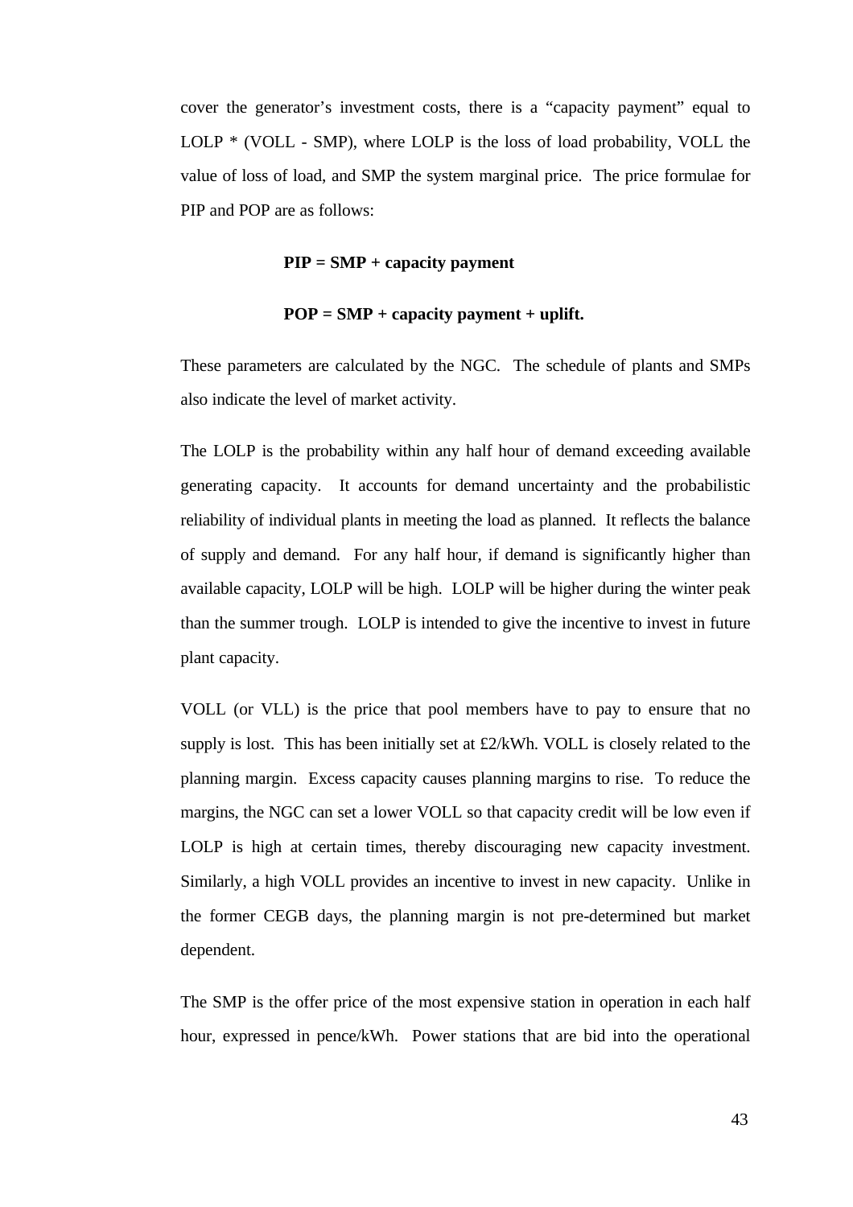cover the generator's investment costs, there is a "capacity payment" equal to LOLP * (VOLL - SMP), where LOLP is the loss of load probability, VOLL the value of loss of load, and SMP the system marginal price. The price formulae for PIP and POP are as follows:

**PIP = SMP + capacity payment**

**POP = SMP + capacity payment + uplift.**

These parameters are calculated by the NGC. The schedule of plants and SMPs also indicate the level of market activity.

The LOLP is the probability within any half hour of demand exceeding available generating capacity. It accounts for demand uncertainty and the probabilistic reliability of individual plants in meeting the load as planned. It reflects the balance of supply and demand. For any half hour, if demand is significantly higher than available capacity, LOLP will be high. LOLP will be higher during the winter peak than the summer trough. LOLP is intended to give the incentive to invest in future plant capacity.

VOLL (or VLL) is the price that pool members have to pay to ensure that no supply is lost. This has been initially set at £2/kWh. VOLL is closely related to the planning margin. Excess capacity causes planning margins to rise. To reduce the margins, the NGC can set a lower VOLL so that capacity credit will be low even if LOLP is high at certain times, thereby discouraging new capacity investment. Similarly, a high VOLL provides an incentive to invest in new capacity. Unlike in the former CEGB days, the planning margin is not pre-determined but market dependent.

The SMP is the offer price of the most expensive station in operation in each half hour, expressed in pence/kWh. Power stations that are bid into the operational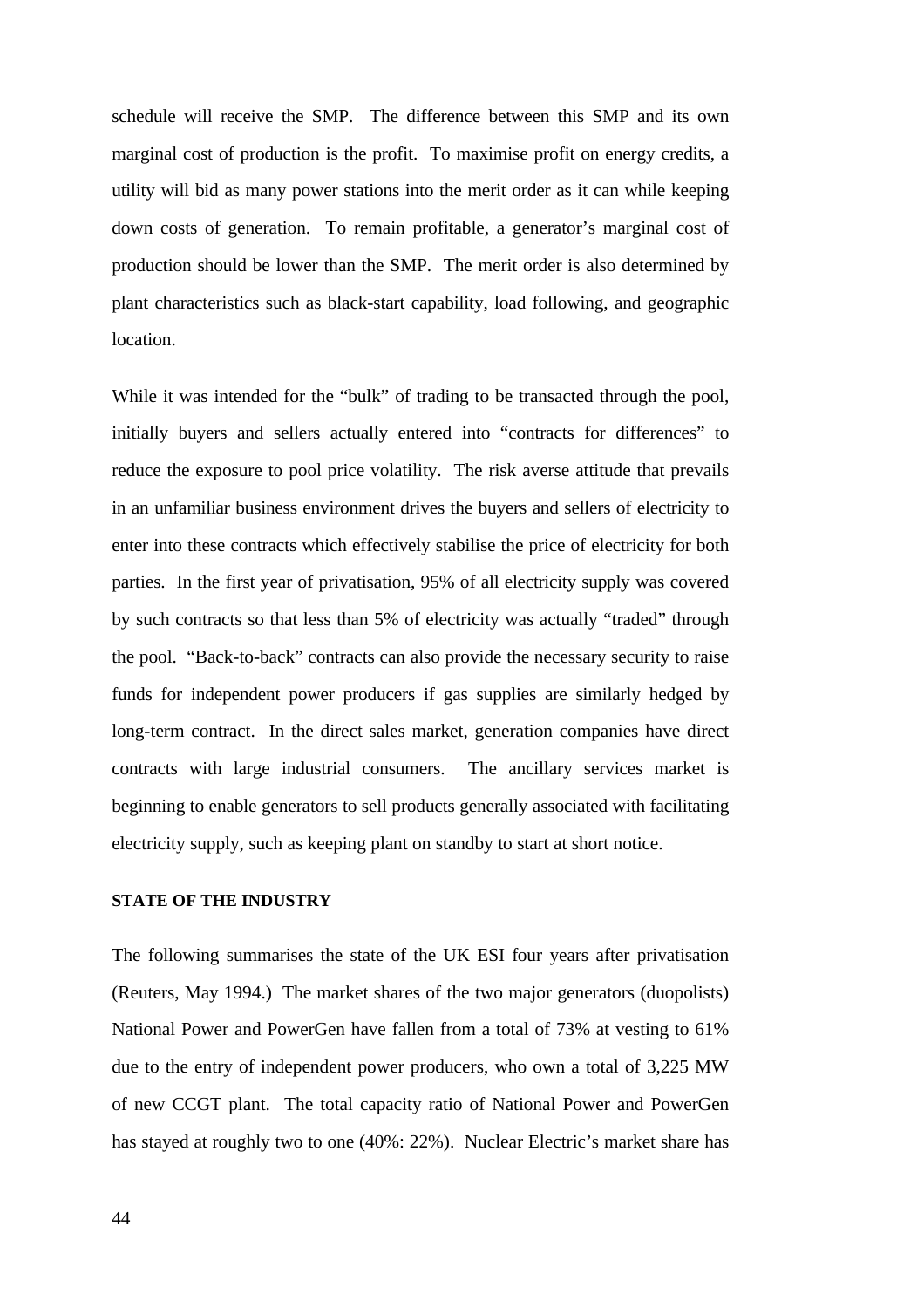schedule will receive the SMP. The difference between this SMP and its own marginal cost of production is the profit. To maximise profit on energy credits, a utility will bid as many power stations into the merit order as it can while keeping down costs of generation. To remain profitable, a generator's marginal cost of production should be lower than the SMP. The merit order is also determined by plant characteristics such as black-start capability, load following, and geographic location.

While it was intended for the "bulk" of trading to be transacted through the pool, initially buyers and sellers actually entered into "contracts for differences" to reduce the exposure to pool price volatility. The risk averse attitude that prevails in an unfamiliar business environment drives the buyers and sellers of electricity to enter into these contracts which effectively stabilise the price of electricity for both parties. In the first year of privatisation, 95% of all electricity supply was covered by such contracts so that less than 5% of electricity was actually "traded" through the pool. "Back-to-back" contracts can also provide the necessary security to raise funds for independent power producers if gas supplies are similarly hedged by long-term contract. In the direct sales market, generation companies have direct contracts with large industrial consumers. The ancillary services market is beginning to enable generators to sell products generally associated with facilitating electricity supply, such as keeping plant on standby to start at short notice.

**STATE OF THE INDUSTRY**

The following summarises the state of the UK ESI four years after privatisation (Reuters, May 1994.) The market shares of the two major generators (duopolists) National Power and PowerGen have fallen from a total of 73% at vesting to 61% due to the entry of independent power producers, who own a total of 3,225 MW of new CCGT plant. The total capacity ratio of National Power and PowerGen has stayed at roughly two to one (40%: 22%). Nuclear Electric's market share has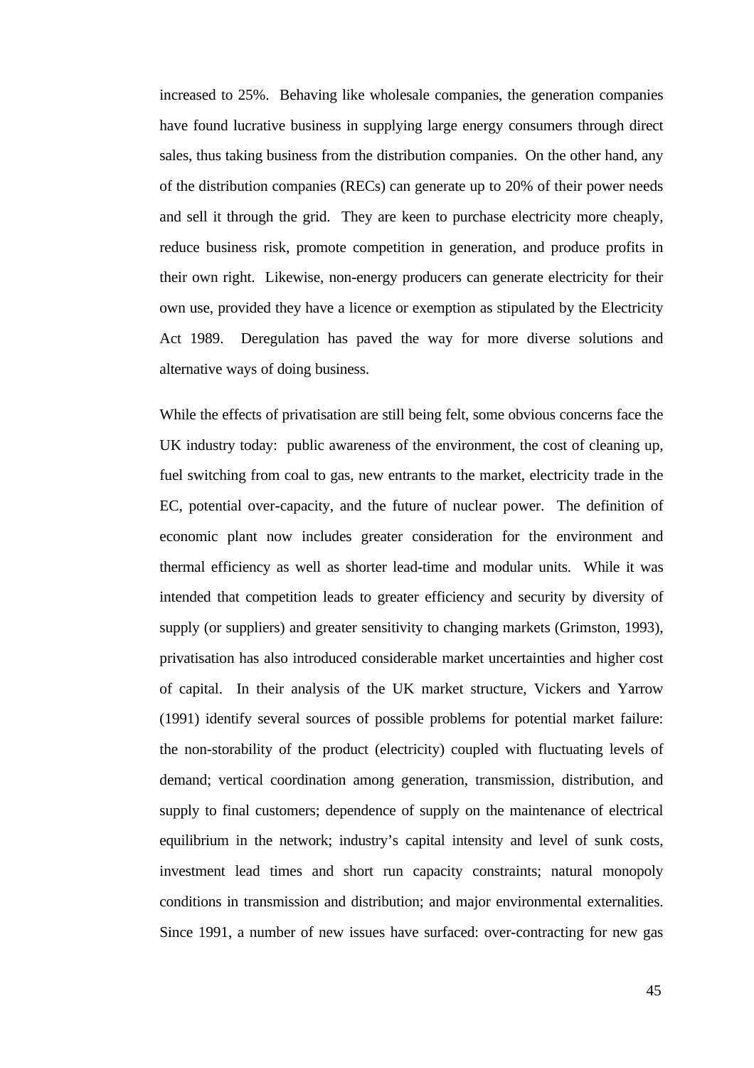increased to 25%. Behaving like wholesale companies, the generation companies have found lucrative business in supplying large energy consumers through direct sales, thus taking business from the distribution companies. On the other hand, any of the distribution companies (RECs) can generate up to 20% of their power needs and sell it through the grid. They are keen to purchase electricity more cheaply, reduce business risk, promote competition in generation, and produce profits in their own right. Likewise, non-energy producers can generate electricity for their own use, provided they have a licence or exemption as stipulated by the Electricity Act 1989. Deregulation has paved the way for more diverse solutions and alternative ways of doing business.

While the effects of privatisation are still being felt, some obvious concerns face the UK industry today: public awareness of the environment, the cost of cleaning up, fuel switching from coal to gas, new entrants to the market, electricity trade in the EC, potential over-capacity, and the future of nuclear power. The definition of economic plant now includes greater consideration for the environment and thermal efficiency as well as shorter lead-time and modular units. While it was intended that competition leads to greater efficiency and security by diversity of supply (or suppliers) and greater sensitivity to changing markets (Grimston, 1993), privatisation has also introduced considerable market uncertainties and higher cost of capital. In their analysis of the UK market structure, Vickers and Yarrow (1991) identify several sources of possible problems for potential market failure: the non-storability of the product (electricity) coupled with fluctuating levels of demand; vertical coordination among generation, transmission, distribution, and supply to final customers; dependence of supply on the maintenance of electrical equilibrium in the network; industry's capital intensity and level of sunk costs, investment lead times and short run capacity constraints; natural monopoly conditions in transmission and distribution; and major environmental externalities. Since 1991, a number of new issues have surfaced: over-contracting for new gas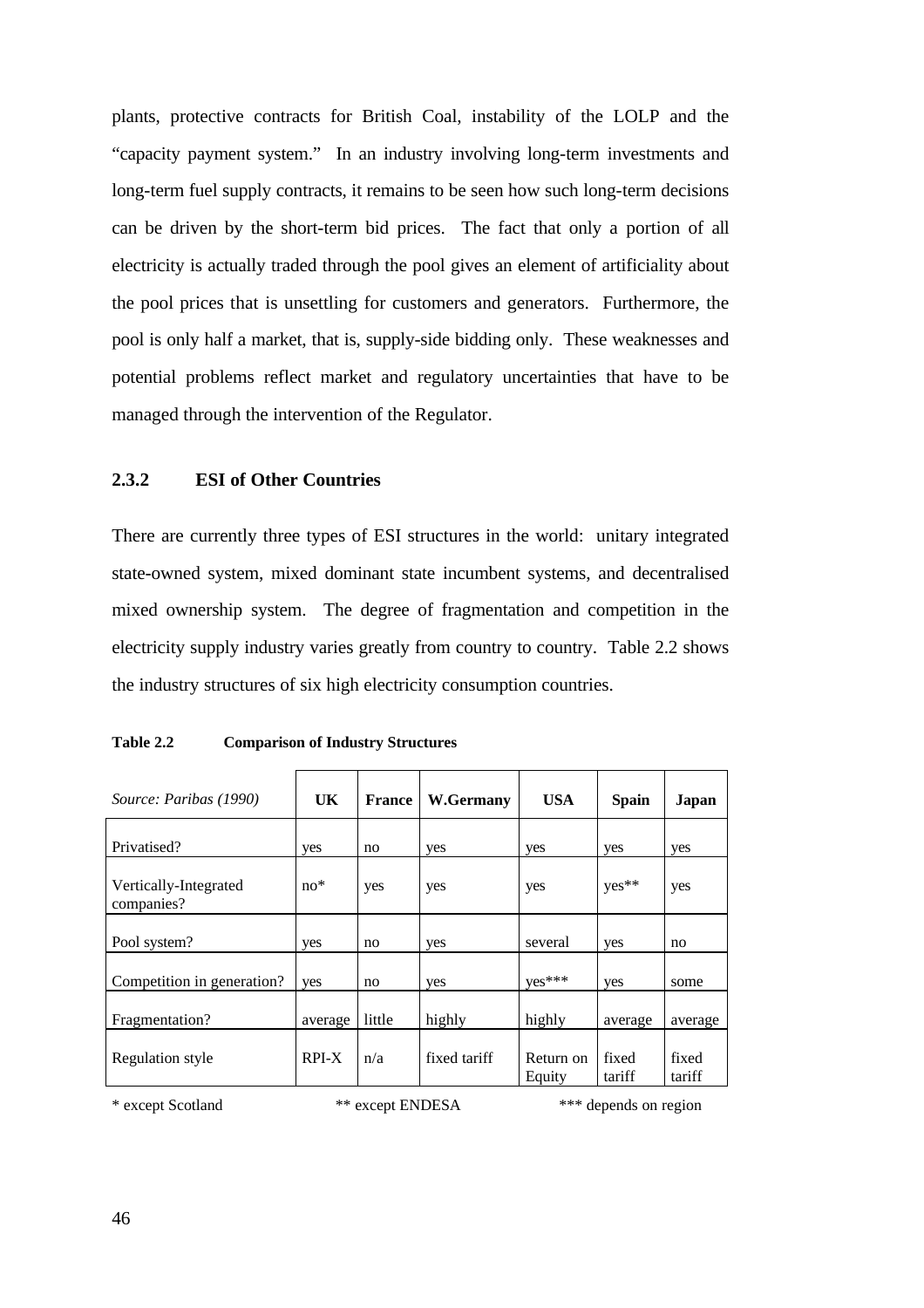plants, protective contracts for British Coal, instability of the LOLP and the "capacity payment system." In an industry involving long-term investments and long-term fuel supply contracts, it remains to be seen how such long-term decisions can be driven by the short-term bid prices. The fact that only a portion of all electricity is actually traded through the pool gives an element of artificiality about the pool prices that is unsettling for customers and generators. Furthermore, the pool is only half a market, that is, supply-side bidding only. These weaknesses and potential problems reflect market and regulatory uncertainties that have to be managed through the intervention of the Regulator.

### 2.3.2 ESI of Other Countries

There are currently three types of ESI structures in the world: unitary integrated state-owned system, mixed dominant state incumbent systems, and decentralised mixed ownership system. The degree of fragmentation and competition in the electricity supply industry varies greatly from country to country. Table 2.2 shows the industry structures of six high electricity consumption countries.

**Table 2.2 Comparison of Industry Structures**

| *Source: Paribas (1990)* | **UK** | **France** | **W.Germany** | **USA** | **Spain** | **Japan** |
|---|---|---|---|---|---|---|
| Privatised? | yes | no | yes | yes | yes | yes |
| Vertically-Integrated companies? | no* | yes | yes | yes | yes** | yes |
| Pool system? | yes | no | yes | several | yes | no |
| Competition in generation? | yes | no | yes | yes*** | yes | some |
| Fragmentation? | average | little | highly | highly | average | average |
| Regulation style | RPI-X | n/a | fixed tariff | Return on Equity | fixed tariff | fixed tariff |

\* except Scotland ** except ENDESA *** depends on region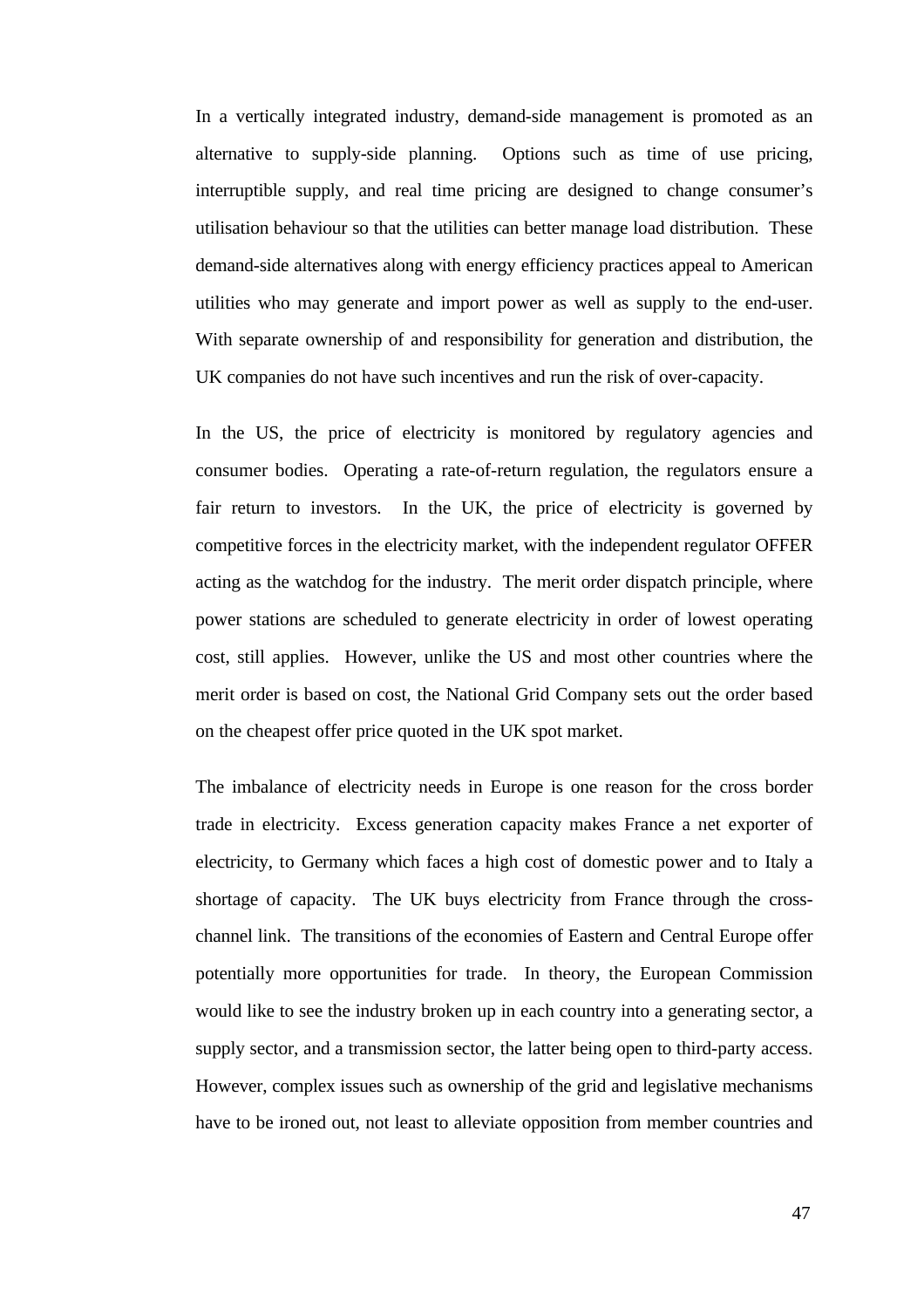In a vertically integrated industry, demand-side management is promoted as an alternative to supply-side planning. Options such as time of use pricing, interruptible supply, and real time pricing are designed to change consumer's utilisation behaviour so that the utilities can better manage load distribution. These demand-side alternatives along with energy efficiency practices appeal to American utilities who may generate and import power as well as supply to the end-user. With separate ownership of and responsibility for generation and distribution, the UK companies do not have such incentives and run the risk of over-capacity.

In the US, the price of electricity is monitored by regulatory agencies and consumer bodies. Operating a rate-of-return regulation, the regulators ensure a fair return to investors. In the UK, the price of electricity is governed by competitive forces in the electricity market, with the independent regulator OFFER acting as the watchdog for the industry. The merit order dispatch principle, where power stations are scheduled to generate electricity in order of lowest operating cost, still applies. However, unlike the US and most other countries where the merit order is based on cost, the National Grid Company sets out the order based on the cheapest offer price quoted in the UK spot market.

The imbalance of electricity needs in Europe is one reason for the cross border trade in electricity. Excess generation capacity makes France a net exporter of electricity, to Germany which faces a high cost of domestic power and to Italy a shortage of capacity. The UK buys electricity from France through the cross-channel link. The transitions of the economies of Eastern and Central Europe offer potentially more opportunities for trade. In theory, the European Commission would like to see the industry broken up in each country into a generating sector, a supply sector, and a transmission sector, the latter being open to third-party access. However, complex issues such as ownership of the grid and legislative mechanisms have to be ironed out, not least to alleviate opposition from member countries and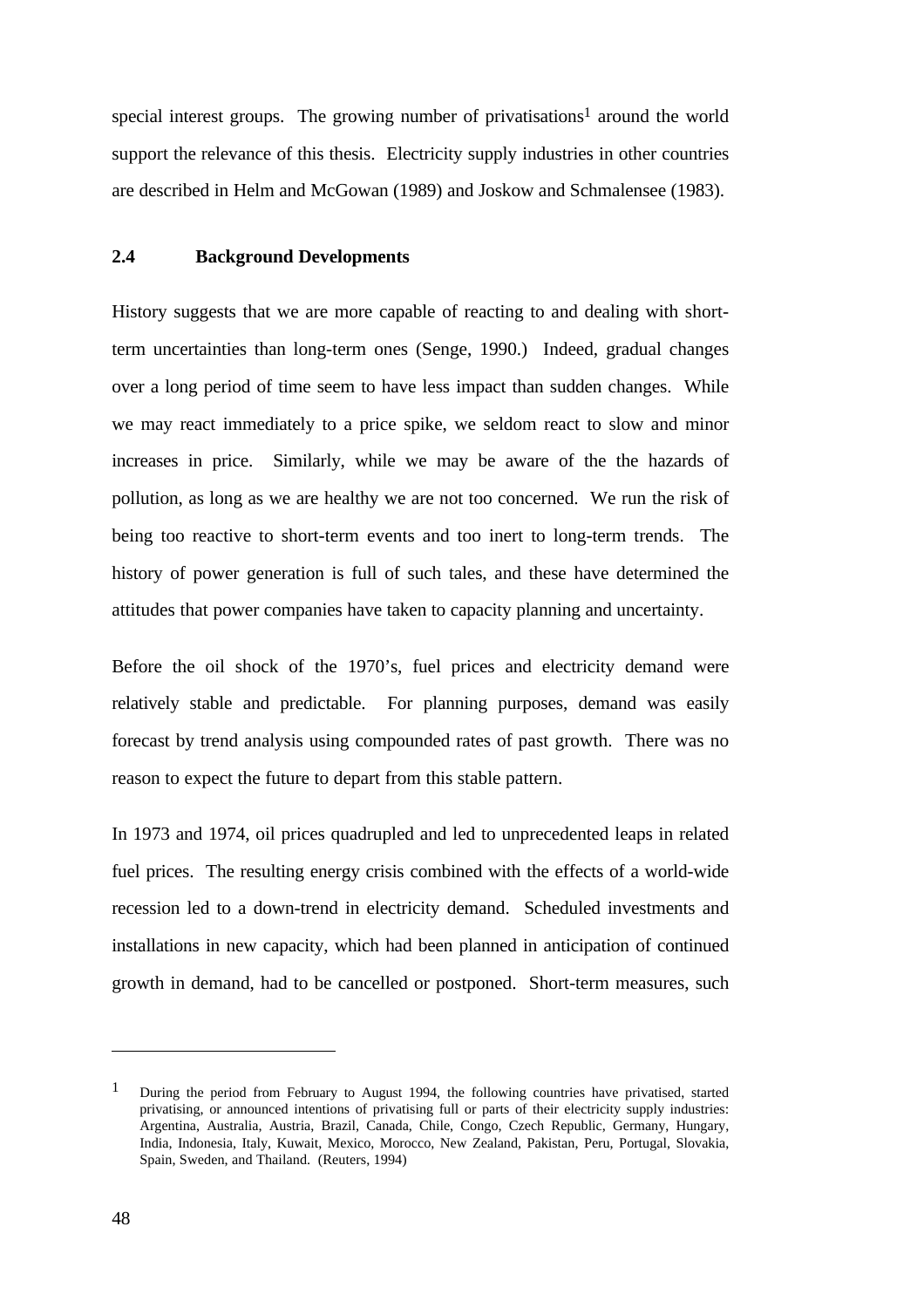special interest groups. The growing number of privatisations[1] around the world support the relevance of this thesis. Electricity supply industries in other countries are described in Helm and McGowan (1989) and Joskow and Schmalensee (1983).

## 2.4 Background Developments

History suggests that we are more capable of reacting to and dealing with short-term uncertainties than long-term ones (Senge, 1990.) Indeed, gradual changes over a long period of time seem to have less impact than sudden changes. While we may react immediately to a price spike, we seldom react to slow and minor increases in price. Similarly, while we may be aware of the the hazards of pollution, as long as we are healthy we are not too concerned. We run the risk of being too reactive to short-term events and too inert to long-term trends. The history of power generation is full of such tales, and these have determined the attitudes that power companies have taken to capacity planning and uncertainty.

Before the oil shock of the 1970's, fuel prices and electricity demand were relatively stable and predictable. For planning purposes, demand was easily forecast by trend analysis using compounded rates of past growth. There was no reason to expect the future to depart from this stable pattern.

In 1973 and 1974, oil prices quadrupled and led to unprecedented leaps in related fuel prices. The resulting energy crisis combined with the effects of a world-wide recession led to a down-trend in electricity demand. Scheduled investments and installations in new capacity, which had been planned in anticipation of continued growth in demand, had to be cancelled or postponed. Short-term measures, such

---

[1] During the period from February to August 1994, the following countries have privatised, started privatising, or announced intentions of privatising full or parts of their electricity supply industries: Argentina, Australia, Austria, Brazil, Canada, Chile, Congo, Czech Republic, Germany, Hungary, India, Indonesia, Italy, Kuwait, Mexico, Morocco, New Zealand, Pakistan, Peru, Portugal, Slovakia, Spain, Sweden, and Thailand. (Reuters, 1994)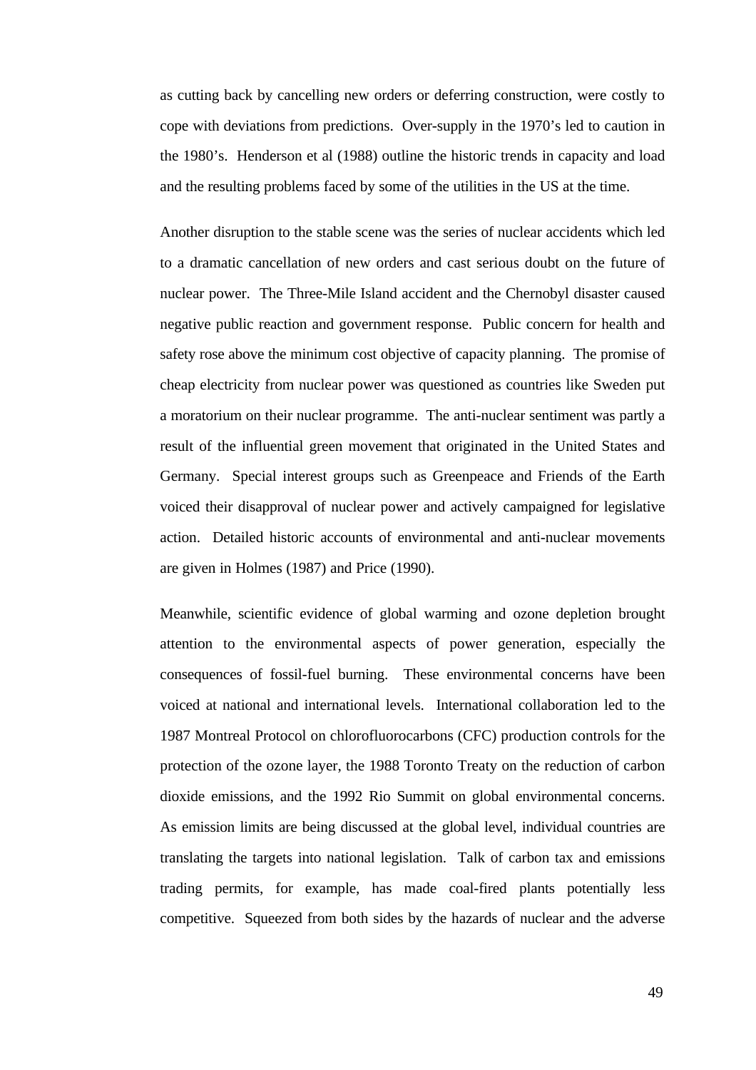as cutting back by cancelling new orders or deferring construction, were costly to cope with deviations from predictions. Over-supply in the 1970's led to caution in the 1980's. Henderson et al (1988) outline the historic trends in capacity and load and the resulting problems faced by some of the utilities in the US at the time.

Another disruption to the stable scene was the series of nuclear accidents which led to a dramatic cancellation of new orders and cast serious doubt on the future of nuclear power. The Three-Mile Island accident and the Chernobyl disaster caused negative public reaction and government response. Public concern for health and safety rose above the minimum cost objective of capacity planning. The promise of cheap electricity from nuclear power was questioned as countries like Sweden put a moratorium on their nuclear programme. The anti-nuclear sentiment was partly a result of the influential green movement that originated in the United States and Germany. Special interest groups such as Greenpeace and Friends of the Earth voiced their disapproval of nuclear power and actively campaigned for legislative action. Detailed historic accounts of environmental and anti-nuclear movements are given in Holmes (1987) and Price (1990).

Meanwhile, scientific evidence of global warming and ozone depletion brought attention to the environmental aspects of power generation, especially the consequences of fossil-fuel burning. These environmental concerns have been voiced at national and international levels. International collaboration led to the 1987 Montreal Protocol on chlorofluorocarbons (CFC) production controls for the protection of the ozone layer, the 1988 Toronto Treaty on the reduction of carbon dioxide emissions, and the 1992 Rio Summit on global environmental concerns. As emission limits are being discussed at the global level, individual countries are translating the targets into national legislation. Talk of carbon tax and emissions trading permits, for example, has made coal-fired plants potentially less competitive. Squeezed from both sides by the hazards of nuclear and the adverse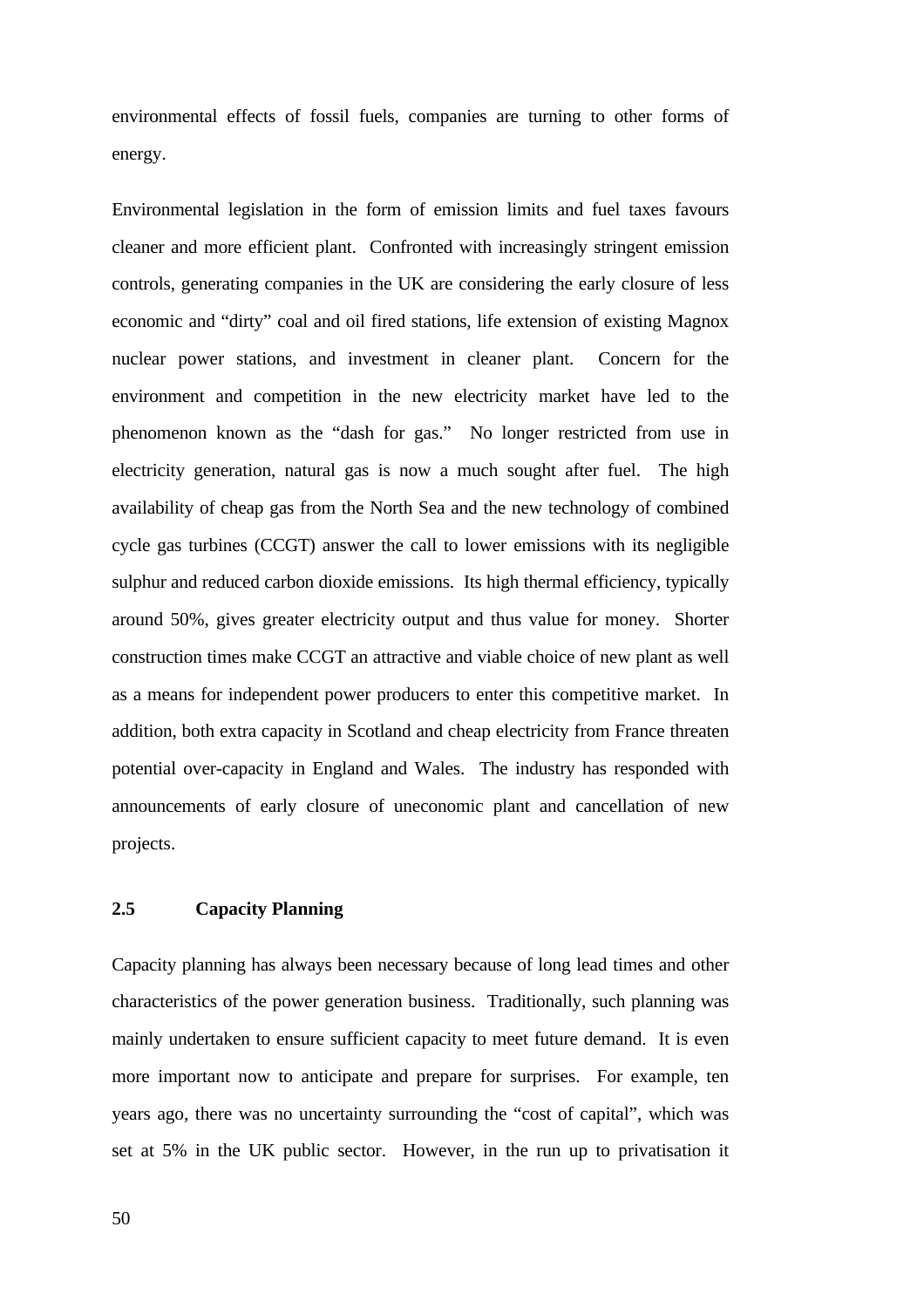environmental effects of fossil fuels, companies are turning to other forms of energy.

Environmental legislation in the form of emission limits and fuel taxes favours cleaner and more efficient plant. Confronted with increasingly stringent emission controls, generating companies in the UK are considering the early closure of less economic and "dirty" coal and oil fired stations, life extension of existing Magnox nuclear power stations, and investment in cleaner plant. Concern for the environment and competition in the new electricity market have led to the phenomenon known as the "dash for gas." No longer restricted from use in electricity generation, natural gas is now a much sought after fuel. The high availability of cheap gas from the North Sea and the new technology of combined cycle gas turbines (CCGT) answer the call to lower emissions with its negligible sulphur and reduced carbon dioxide emissions. Its high thermal efficiency, typically around 50%, gives greater electricity output and thus value for money. Shorter construction times make CCGT an attractive and viable choice of new plant as well as a means for independent power producers to enter this competitive market. In addition, both extra capacity in Scotland and cheap electricity from France threaten potential over-capacity in England and Wales. The industry has responded with announcements of early closure of uneconomic plant and cancellation of new projects.

## 2.5 Capacity Planning

Capacity planning has always been necessary because of long lead times and other characteristics of the power generation business. Traditionally, such planning was mainly undertaken to ensure sufficient capacity to meet future demand. It is even more important now to anticipate and prepare for surprises. For example, ten years ago, there was no uncertainty surrounding the "cost of capital", which was set at 5% in the UK public sector. However, in the run up to privatisation it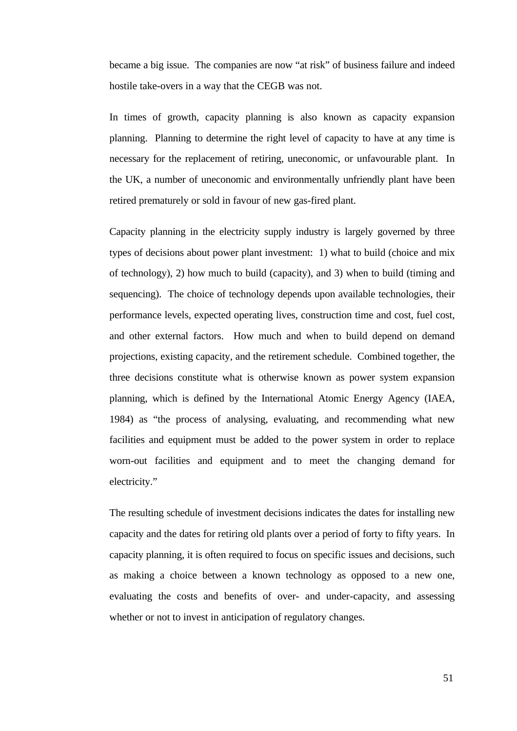became a big issue. The companies are now "at risk" of business failure and indeed hostile take-overs in a way that the CEGB was not.

In times of growth, capacity planning is also known as capacity expansion planning. Planning to determine the right level of capacity to have at any time is necessary for the replacement of retiring, uneconomic, or unfavourable plant. In the UK, a number of uneconomic and environmentally unfriendly plant have been retired prematurely or sold in favour of new gas-fired plant.

Capacity planning in the electricity supply industry is largely governed by three types of decisions about power plant investment: 1) what to build (choice and mix of technology), 2) how much to build (capacity), and 3) when to build (timing and sequencing). The choice of technology depends upon available technologies, their performance levels, expected operating lives, construction time and cost, fuel cost, and other external factors. How much and when to build depend on demand projections, existing capacity, and the retirement schedule. Combined together, the three decisions constitute what is otherwise known as power system expansion planning, which is defined by the International Atomic Energy Agency (IAEA, 1984) as "the process of analysing, evaluating, and recommending what new facilities and equipment must be added to the power system in order to replace worn-out facilities and equipment and to meet the changing demand for electricity."

The resulting schedule of investment decisions indicates the dates for installing new capacity and the dates for retiring old plants over a period of forty to fifty years. In capacity planning, it is often required to focus on specific issues and decisions, such as making a choice between a known technology as opposed to a new one, evaluating the costs and benefits of over- and under-capacity, and assessing whether or not to invest in anticipation of regulatory changes.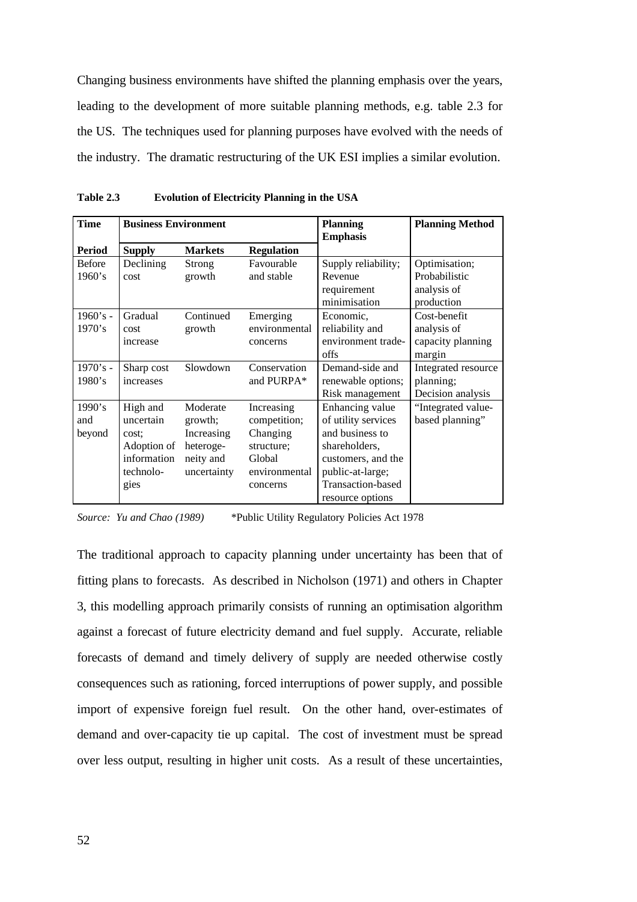Changing business environments have shifted the planning emphasis over the years, leading to the development of more suitable planning methods, e.g. table 2.3 for the US. The techniques used for planning purposes have evolved with the needs of the industry. The dramatic restructuring of the UK ESI implies a similar evolution.

**Table 2.3 Evolution of Electricity Planning in the USA**

| **Time** | **Business Environment** | | | **Planning Emphasis** | **Planning Method** |
|---|---|---|---|---|---|
| **Period** | **Supply** | **Markets** | **Regulation** | | |
| Before 1960's | Declining cost | Strong growth | Favourable and stable | Supply reliability; Revenue requirement minimisation | Optimisation; Probabilistic analysis of production |
| 1960's - 1970's | Gradual cost increase | Continued growth | Emerging environmental concerns | Economic, reliability and environment trade-offs | Cost-benefit analysis of capacity planning margin |
| 1970's - 1980's | Sharp cost increases | Slowdown | Conservation and PURPA* | Demand-side and renewable options; Risk management | Integrated resource planning; Decision analysis |
| 1990's and beyond | High and uncertain cost; Adoption of information technologies | Moderate growth; Increasing heterogeneity and uncertainty | Increasing competition; Changing structure; Global environmental concerns | Enhancing value of utility services and business to shareholders, customers, and the public-at-large; Transaction-based resource options | "Integrated value-based planning" |

*Source: Yu and Chao (1989)* \*Public Utility Regulatory Policies Act 1978

The traditional approach to capacity planning under uncertainty has been that of fitting plans to forecasts. As described in Nicholson (1971) and others in Chapter 3, this modelling approach primarily consists of running an optimisation algorithm against a forecast of future electricity demand and fuel supply. Accurate, reliable forecasts of demand and timely delivery of supply are needed otherwise costly consequences such as rationing, forced interruptions of power supply, and possible import of expensive foreign fuel result. On the other hand, over-estimates of demand and over-capacity tie up capital. The cost of investment must be spread over less output, resulting in higher unit costs. As a result of these uncertainties,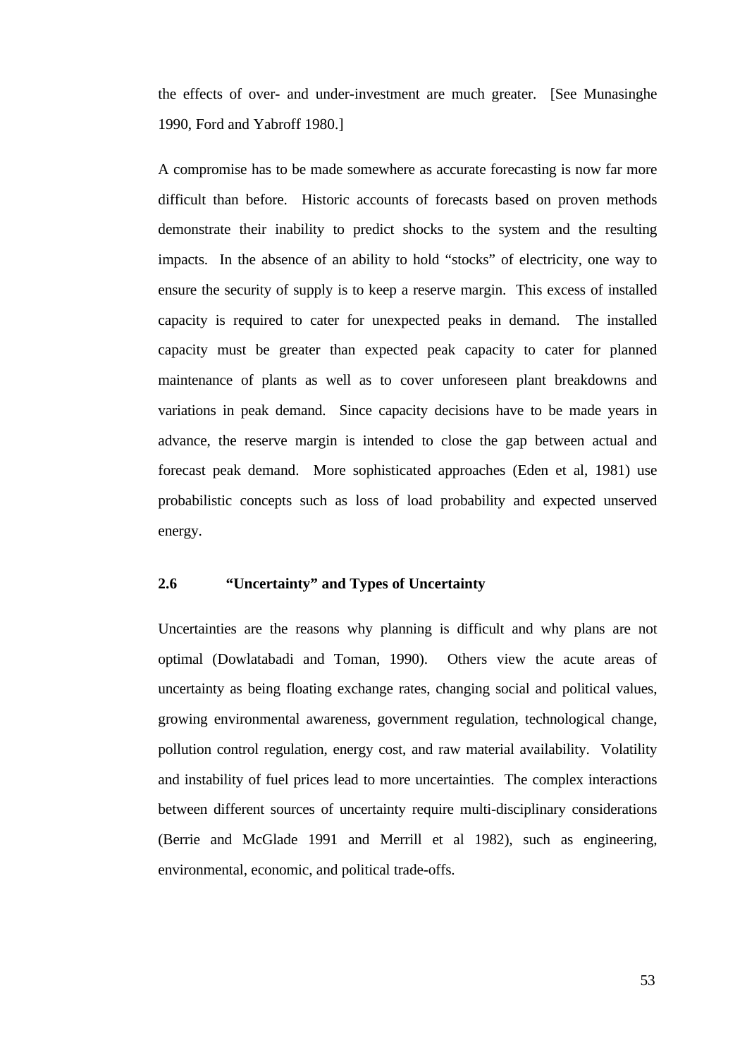the effects of over- and under-investment are much greater. [See Munasinghe 1990, Ford and Yabroff 1980.]

A compromise has to be made somewhere as accurate forecasting is now far more difficult than before. Historic accounts of forecasts based on proven methods demonstrate their inability to predict shocks to the system and the resulting impacts. In the absence of an ability to hold "stocks" of electricity, one way to ensure the security of supply is to keep a reserve margin. This excess of installed capacity is required to cater for unexpected peaks in demand. The installed capacity must be greater than expected peak capacity to cater for planned maintenance of plants as well as to cover unforeseen plant breakdowns and variations in peak demand. Since capacity decisions have to be made years in advance, the reserve margin is intended to close the gap between actual and forecast peak demand. More sophisticated approaches (Eden et al, 1981) use probabilistic concepts such as loss of load probability and expected unserved energy.

## 2.6 "Uncertainty" and Types of Uncertainty

Uncertainties are the reasons why planning is difficult and why plans are not optimal (Dowlatabadi and Toman, 1990). Others view the acute areas of uncertainty as being floating exchange rates, changing social and political values, growing environmental awareness, government regulation, technological change, pollution control regulation, energy cost, and raw material availability. Volatility and instability of fuel prices lead to more uncertainties. The complex interactions between different sources of uncertainty require multi-disciplinary considerations (Berrie and McGlade 1991 and Merrill et al 1982), such as engineering, environmental, economic, and political trade-offs.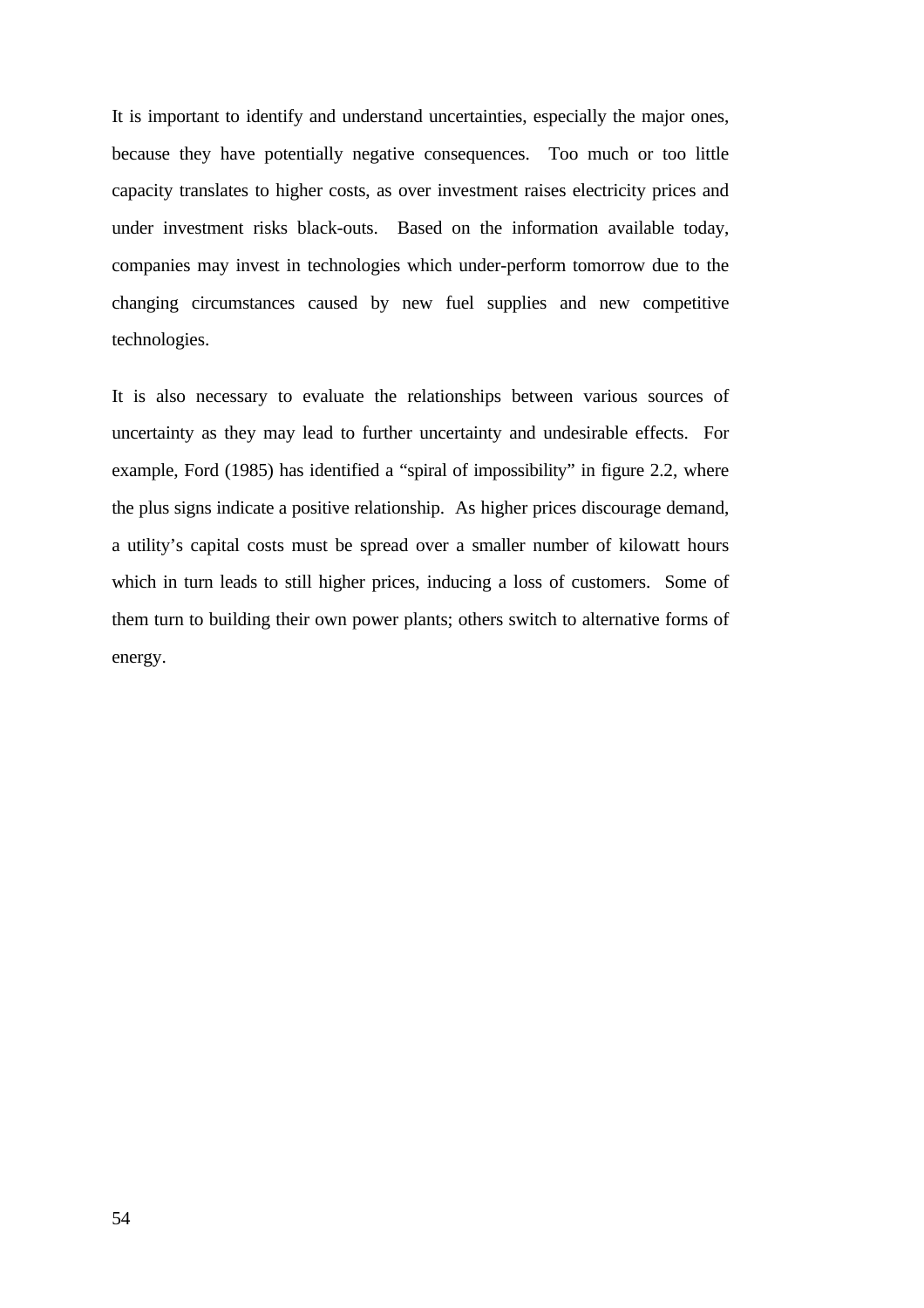It is important to identify and understand uncertainties, especially the major ones, because they have potentially negative consequences. Too much or too little capacity translates to higher costs, as over investment raises electricity prices and under investment risks black-outs. Based on the information available today, companies may invest in technologies which under-perform tomorrow due to the changing circumstances caused by new fuel supplies and new competitive technologies.

It is also necessary to evaluate the relationships between various sources of uncertainty as they may lead to further uncertainty and undesirable effects. For example, Ford (1985) has identified a "spiral of impossibility" in figure 2.2, where the plus signs indicate a positive relationship. As higher prices discourage demand, a utility's capital costs must be spread over a smaller number of kilowatt hours which in turn leads to still higher prices, inducing a loss of customers. Some of them turn to building their own power plants; others switch to alternative forms of energy.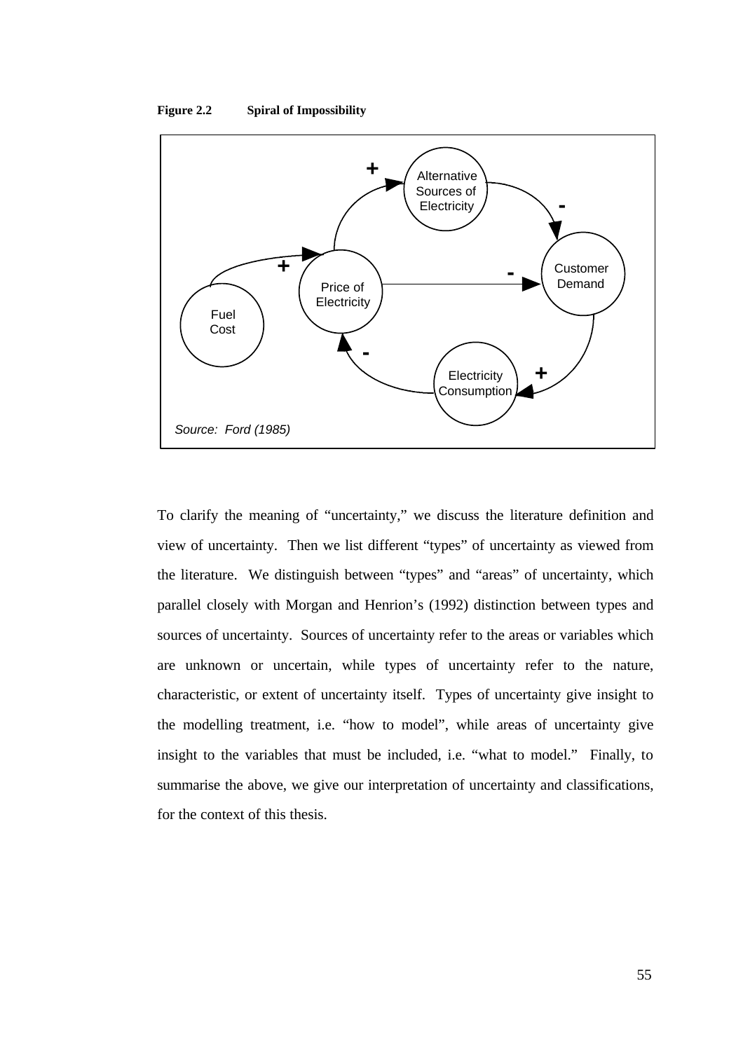**Figure 2.2 Spiral of Impossibility**

Source: Ford (1985)

To clarify the meaning of "uncertainty," we discuss the literature definition and view of uncertainty. Then we list different "types" of uncertainty as viewed from the literature. We distinguish between "types" and "areas" of uncertainty, which parallel closely with Morgan and Henrion's (1992) distinction between types and sources of uncertainty. Sources of uncertainty refer to the areas or variables which are unknown or uncertain, while types of uncertainty refer to the nature, characteristic, or extent of uncertainty itself. Types of uncertainty give insight to the modelling treatment, i.e. "how to model", while areas of uncertainty give insight to the variables that must be included, i.e. "what to model." Finally, to summarise the above, we give our interpretation of uncertainty and classifications, for the context of this thesis.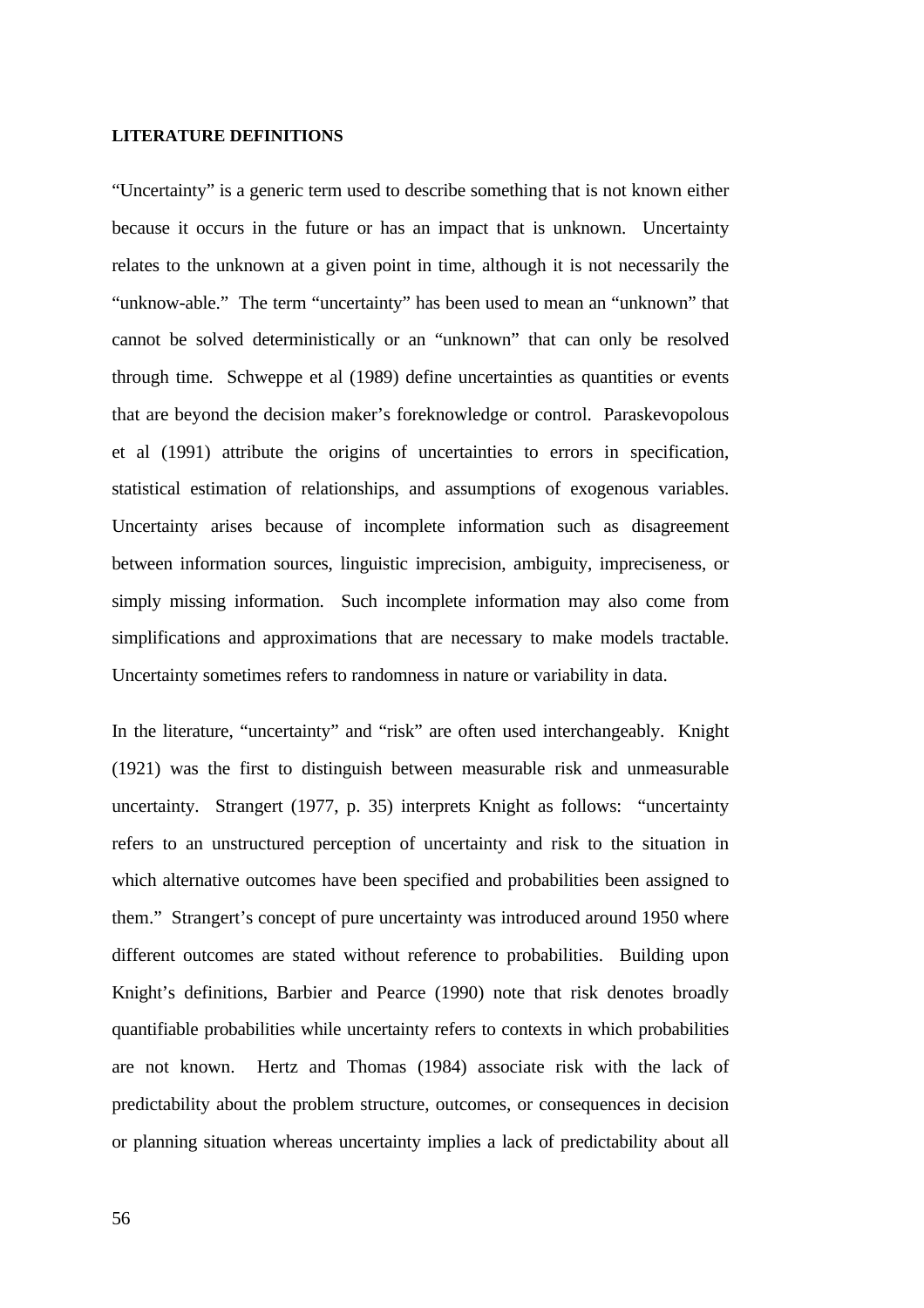**LITERATURE DEFINITIONS**

"Uncertainty" is a generic term used to describe something that is not known either because it occurs in the future or has an impact that is unknown. Uncertainty relates to the unknown at a given point in time, although it is not necessarily the "unknow-able." The term "uncertainty" has been used to mean an "unknown" that cannot be solved deterministically or an "unknown" that can only be resolved through time. Schweppe et al (1989) define uncertainties as quantities or events that are beyond the decision maker's foreknowledge or control. Paraskevopolous et al (1991) attribute the origins of uncertainties to errors in specification, statistical estimation of relationships, and assumptions of exogenous variables. Uncertainty arises because of incomplete information such as disagreement between information sources, linguistic imprecision, ambiguity, impreciseness, or simply missing information. Such incomplete information may also come from simplifications and approximations that are necessary to make models tractable. Uncertainty sometimes refers to randomness in nature or variability in data.

In the literature, "uncertainty" and "risk" are often used interchangeably. Knight (1921) was the first to distinguish between measurable risk and unmeasurable uncertainty. Strangert (1977, p. 35) interprets Knight as follows: "uncertainty refers to an unstructured perception of uncertainty and risk to the situation in which alternative outcomes have been specified and probabilities been assigned to them." Strangert's concept of pure uncertainty was introduced around 1950 where different outcomes are stated without reference to probabilities. Building upon Knight's definitions, Barbier and Pearce (1990) note that risk denotes broadly quantifiable probabilities while uncertainty refers to contexts in which probabilities are not known. Hertz and Thomas (1984) associate risk with the lack of predictability about the problem structure, outcomes, or consequences in decision or planning situation whereas uncertainty implies a lack of predictability about all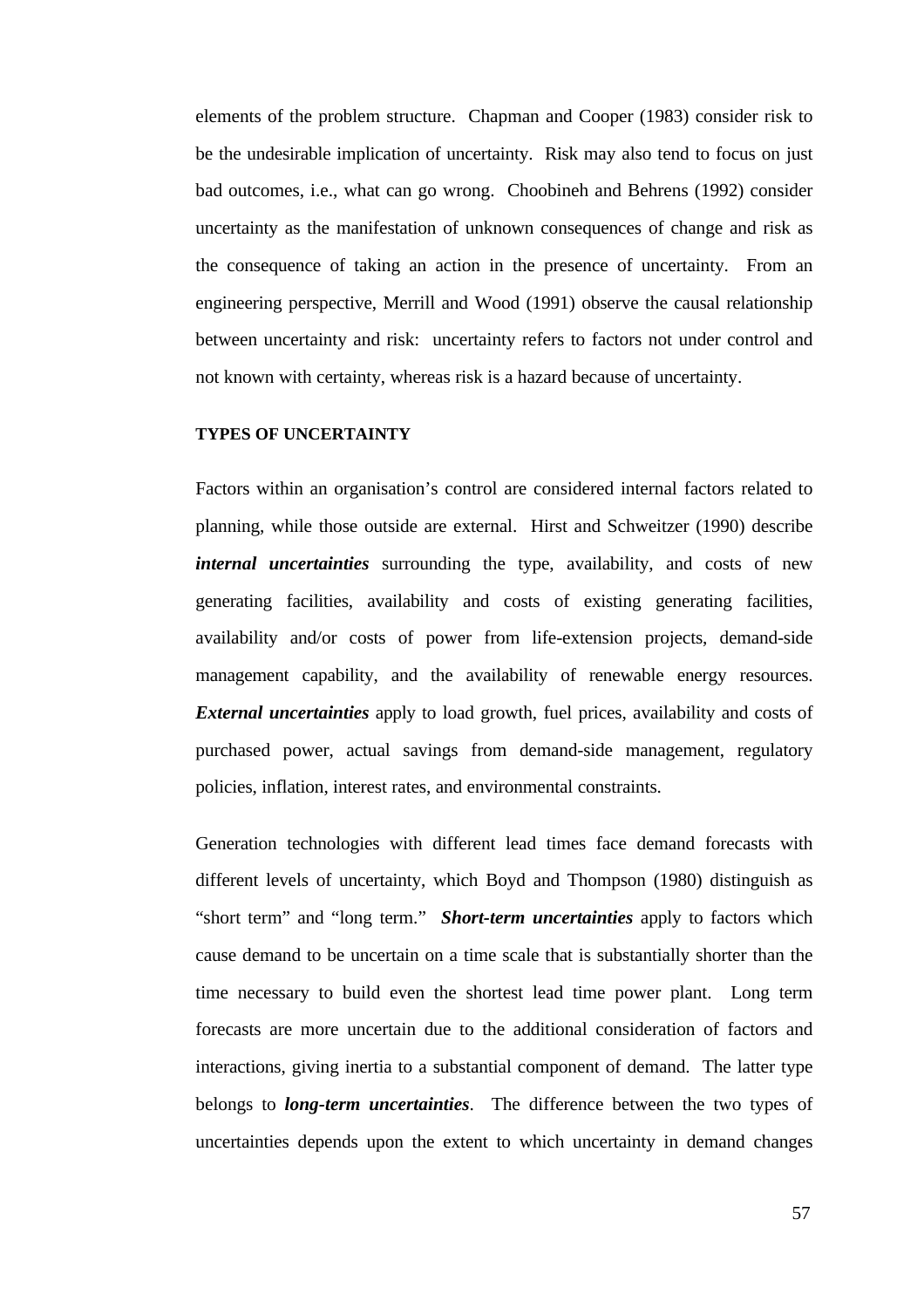elements of the problem structure. Chapman and Cooper (1983) consider risk to be the undesirable implication of uncertainty. Risk may also tend to focus on just bad outcomes, i.e., what can go wrong. Choobineh and Behrens (1992) consider uncertainty as the manifestation of unknown consequences of change and risk as the consequence of taking an action in the presence of uncertainty. From an engineering perspective, Merrill and Wood (1991) observe the causal relationship between uncertainty and risk: uncertainty refers to factors not under control and not known with certainty, whereas risk is a hazard because of uncertainty.

## TYPES OF UNCERTAINTY

Factors within an organisation's control are considered internal factors related to planning, while those outside are external. Hirst and Schweitzer (1990) describe ***internal uncertainties*** surrounding the type, availability, and costs of new generating facilities, availability and costs of existing generating facilities, availability and/or costs of power from life-extension projects, demand-side management capability, and the availability of renewable energy resources. ***External uncertainties*** apply to load growth, fuel prices, availability and costs of purchased power, actual savings from demand-side management, regulatory policies, inflation, interest rates, and environmental constraints.

Generation technologies with different lead times face demand forecasts with different levels of uncertainty, which Boyd and Thompson (1980) distinguish as "short term" and "long term." ***Short-term uncertainties*** apply to factors which cause demand to be uncertain on a time scale that is substantially shorter than the time necessary to build even the shortest lead time power plant. Long term forecasts are more uncertain due to the additional consideration of factors and interactions, giving inertia to a substantial component of demand. The latter type belongs to ***long-term uncertainties***. The difference between the two types of uncertainties depends upon the extent to which uncertainty in demand changes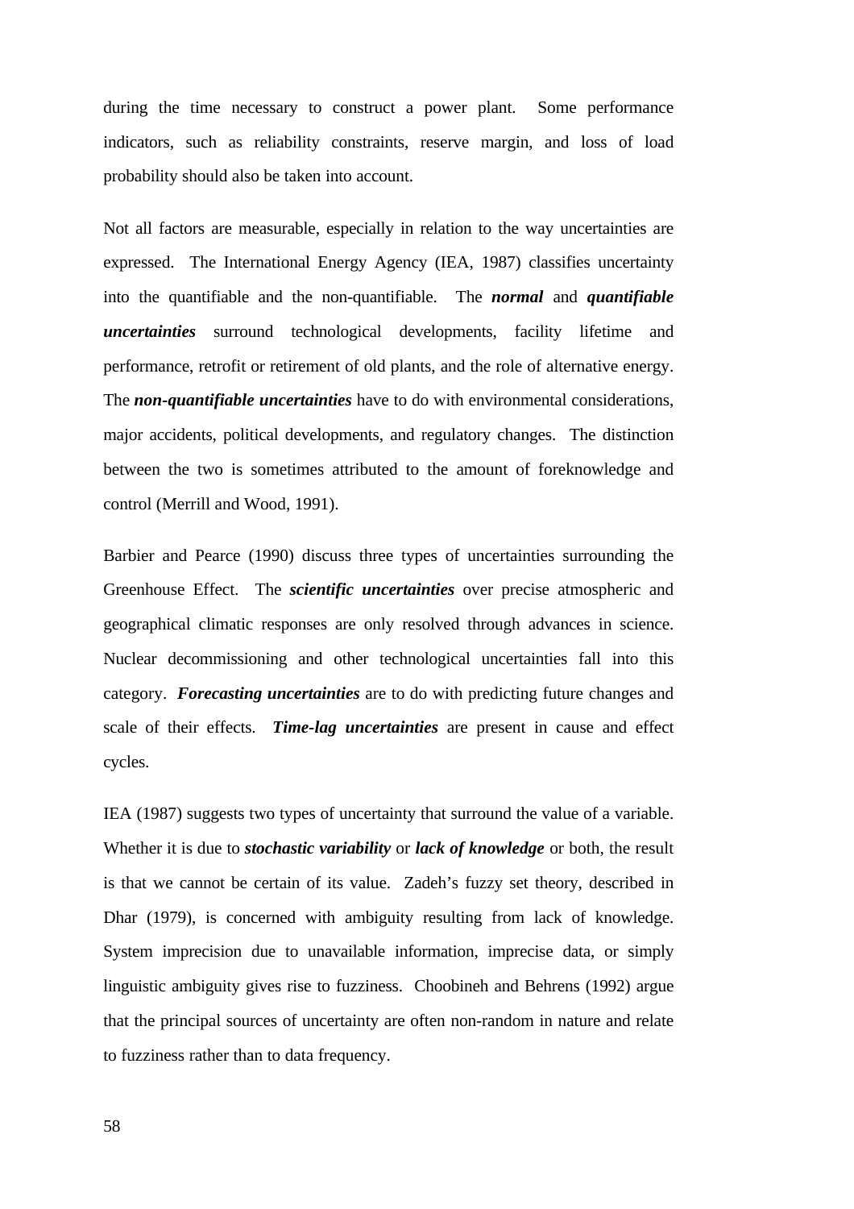during the time necessary to construct a power plant. Some performance indicators, such as reliability constraints, reserve margin, and loss of load probability should also be taken into account.

Not all factors are measurable, especially in relation to the way uncertainties are expressed. The International Energy Agency (IEA, 1987) classifies uncertainty into the quantifiable and the non-quantifiable. The ***normal*** and ***quantifiable uncertainties*** surround technological developments, facility lifetime and performance, retrofit or retirement of old plants, and the role of alternative energy. The ***non-quantifiable uncertainties*** have to do with environmental considerations, major accidents, political developments, and regulatory changes. The distinction between the two is sometimes attributed to the amount of foreknowledge and control (Merrill and Wood, 1991).

Barbier and Pearce (1990) discuss three types of uncertainties surrounding the Greenhouse Effect. The ***scientific uncertainties*** over precise atmospheric and geographical climatic responses are only resolved through advances in science. Nuclear decommissioning and other technological uncertainties fall into this category. ***Forecasting uncertainties*** are to do with predicting future changes and scale of their effects. ***Time-lag uncertainties*** are present in cause and effect cycles.

IEA (1987) suggests two types of uncertainty that surround the value of a variable. Whether it is due to ***stochastic variability*** or ***lack of knowledge*** or both, the result is that we cannot be certain of its value. Zadeh's fuzzy set theory, described in Dhar (1979), is concerned with ambiguity resulting from lack of knowledge. System imprecision due to unavailable information, imprecise data, or simply linguistic ambiguity gives rise to fuzziness. Choobineh and Behrens (1992) argue that the principal sources of uncertainty are often non-random in nature and relate to fuzziness rather than to data frequency.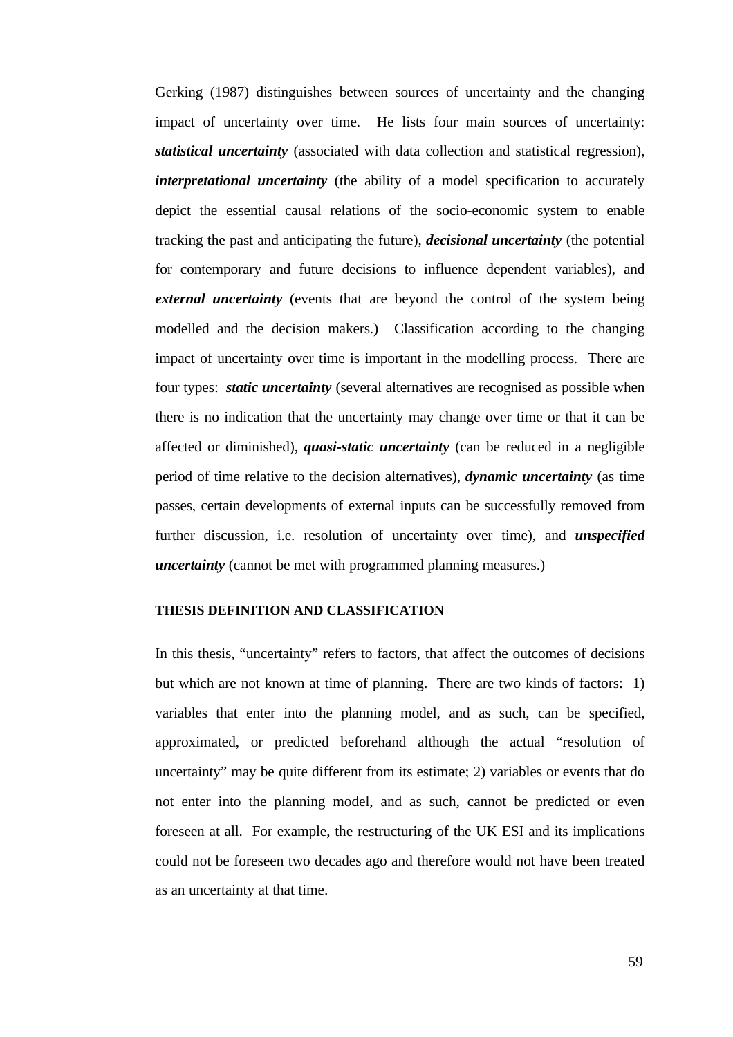Gerking (1987) distinguishes between sources of uncertainty and the changing impact of uncertainty over time. He lists four main sources of uncertainty: ***statistical uncertainty*** (associated with data collection and statistical regression), ***interpretational uncertainty*** (the ability of a model specification to accurately depict the essential causal relations of the socio-economic system to enable tracking the past and anticipating the future), ***decisional uncertainty*** (the potential for contemporary and future decisions to influence dependent variables), and ***external uncertainty*** (events that are beyond the control of the system being modelled and the decision makers.) Classification according to the changing impact of uncertainty over time is important in the modelling process. There are four types: ***static uncertainty*** (several alternatives are recognised as possible when there is no indication that the uncertainty may change over time or that it can be affected or diminished), ***quasi-static uncertainty*** (can be reduced in a negligible period of time relative to the decision alternatives), ***dynamic uncertainty*** (as time passes, certain developments of external inputs can be successfully removed from further discussion, i.e. resolution of uncertainty over time), and ***unspecified uncertainty*** (cannot be met with programmed planning measures.)

#### THESIS DEFINITION AND CLASSIFICATION

In this thesis, "uncertainty" refers to factors, that affect the outcomes of decisions but which are not known at time of planning. There are two kinds of factors: 1) variables that enter into the planning model, and as such, can be specified, approximated, or predicted beforehand although the actual "resolution of uncertainty" may be quite different from its estimate; 2) variables or events that do not enter into the planning model, and as such, cannot be predicted or even foreseen at all. For example, the restructuring of the UK ESI and its implications could not be foreseen two decades ago and therefore would not have been treated as an uncertainty at that time.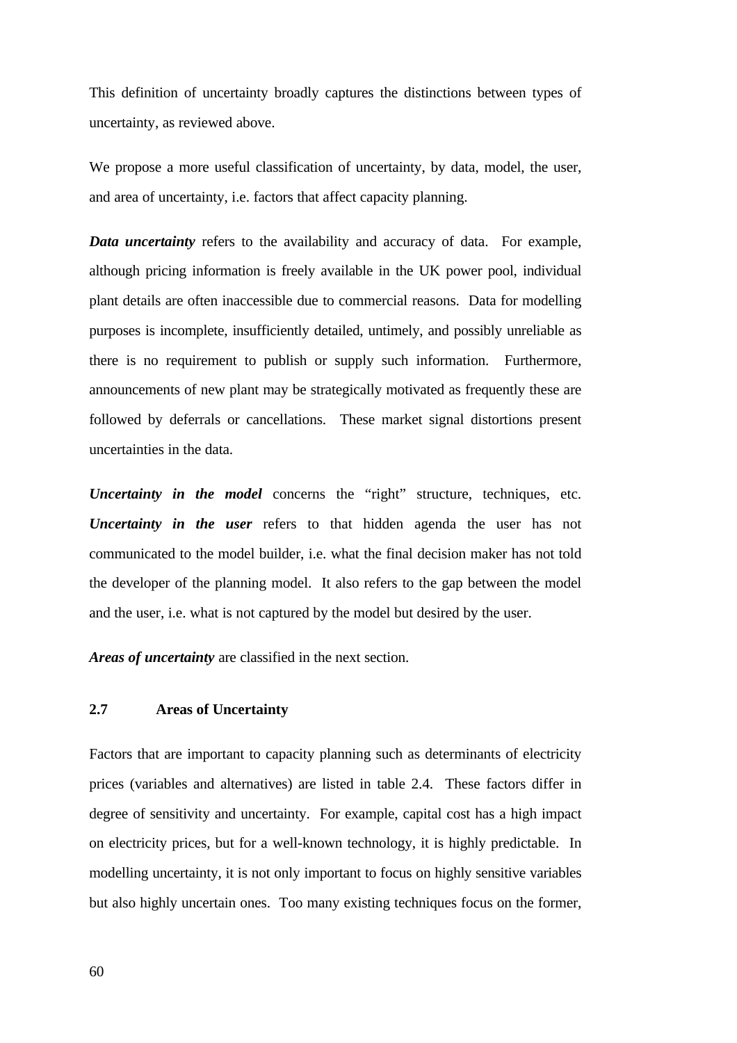This definition of uncertainty broadly captures the distinctions between types of uncertainty, as reviewed above.

We propose a more useful classification of uncertainty, by data, model, the user, and area of uncertainty, i.e. factors that affect capacity planning.

***Data uncertainty*** refers to the availability and accuracy of data. For example, although pricing information is freely available in the UK power pool, individual plant details are often inaccessible due to commercial reasons. Data for modelling purposes is incomplete, insufficiently detailed, untimely, and possibly unreliable as there is no requirement to publish or supply such information. Furthermore, announcements of new plant may be strategically motivated as frequently these are followed by deferrals or cancellations. These market signal distortions present uncertainties in the data.

***Uncertainty in the model*** concerns the "right" structure, techniques, etc. ***Uncertainty in the user*** refers to that hidden agenda the user has not communicated to the model builder, i.e. what the final decision maker has not told the developer of the planning model. It also refers to the gap between the model and the user, i.e. what is not captured by the model but desired by the user.

***Areas of uncertainty*** are classified in the next section.

## 2.7 Areas of Uncertainty

Factors that are important to capacity planning such as determinants of electricity prices (variables and alternatives) are listed in table 2.4. These factors differ in degree of sensitivity and uncertainty. For example, capital cost has a high impact on electricity prices, but for a well-known technology, it is highly predictable. In modelling uncertainty, it is not only important to focus on highly sensitive variables but also highly uncertain ones. Too many existing techniques focus on the former,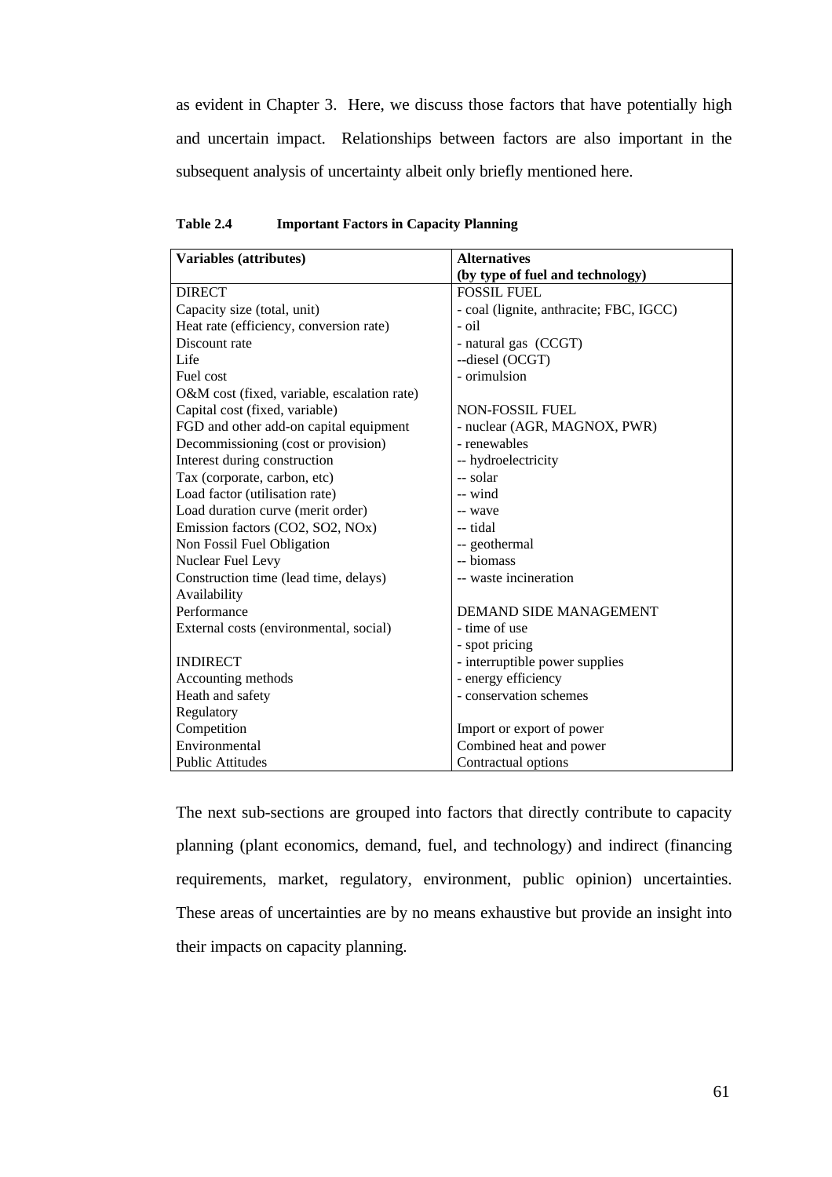as evident in Chapter 3. Here, we discuss those factors that have potentially high and uncertain impact. Relationships between factors are also important in the subsequent analysis of uncertainty albeit only briefly mentioned here.

**Table 2.4 Important Factors in Capacity Planning**

| **Variables (attributes)** | **Alternatives (by type of fuel and technology)** |
|---|---|
| DIRECT | FOSSIL FUEL |
| Capacity size (total, unit) | - coal (lignite, anthracite; FBC, IGCC) |
| Heat rate (efficiency, conversion rate) | - oil |
| Discount rate | - natural gas (CCGT) |
| Life | --diesel (OCGT) |
| Fuel cost | - orimulsion |
| O&M cost (fixed, variable, escalation rate) | |
| Capital cost (fixed, variable) | NON-FOSSIL FUEL |
| FGD and other add-on capital equipment | - nuclear (AGR, MAGNOX, PWR) |
| Decommissioning (cost or provision) | - renewables |
| Interest during construction | -- hydroelectricity |
| Tax (corporate, carbon, etc) | -- solar |
| Load factor (utilisation rate) | -- wind |
| Load duration curve (merit order) | -- wave |
| Emission factors ($CO_2$, $SO_2$, $NO_x$) | -- tidal |
| Non Fossil Fuel Obligation | -- geothermal |
| Nuclear Fuel Levy | -- biomass |
| Construction time (lead time, delays) | -- waste incineration |
| Availability | |
| Performance | DEMAND SIDE MANAGEMENT |
| External costs (environmental, social) | - time of use |
| | - spot pricing |
| INDIRECT | - interruptible power supplies |
| Accounting methods | - energy efficiency |
| Heath and safety | - conservation schemes |
| Regulatory | |
| Competition | Import or export of power |
| Environmental | Combined heat and power |
| Public Attitudes | Contractual options |

The next sub-sections are grouped into factors that directly contribute to capacity planning (plant economics, demand, fuel, and technology) and indirect (financing requirements, market, regulatory, environment, public opinion) uncertainties. These areas of uncertainties are by no means exhaustive but provide an insight into their impacts on capacity planning.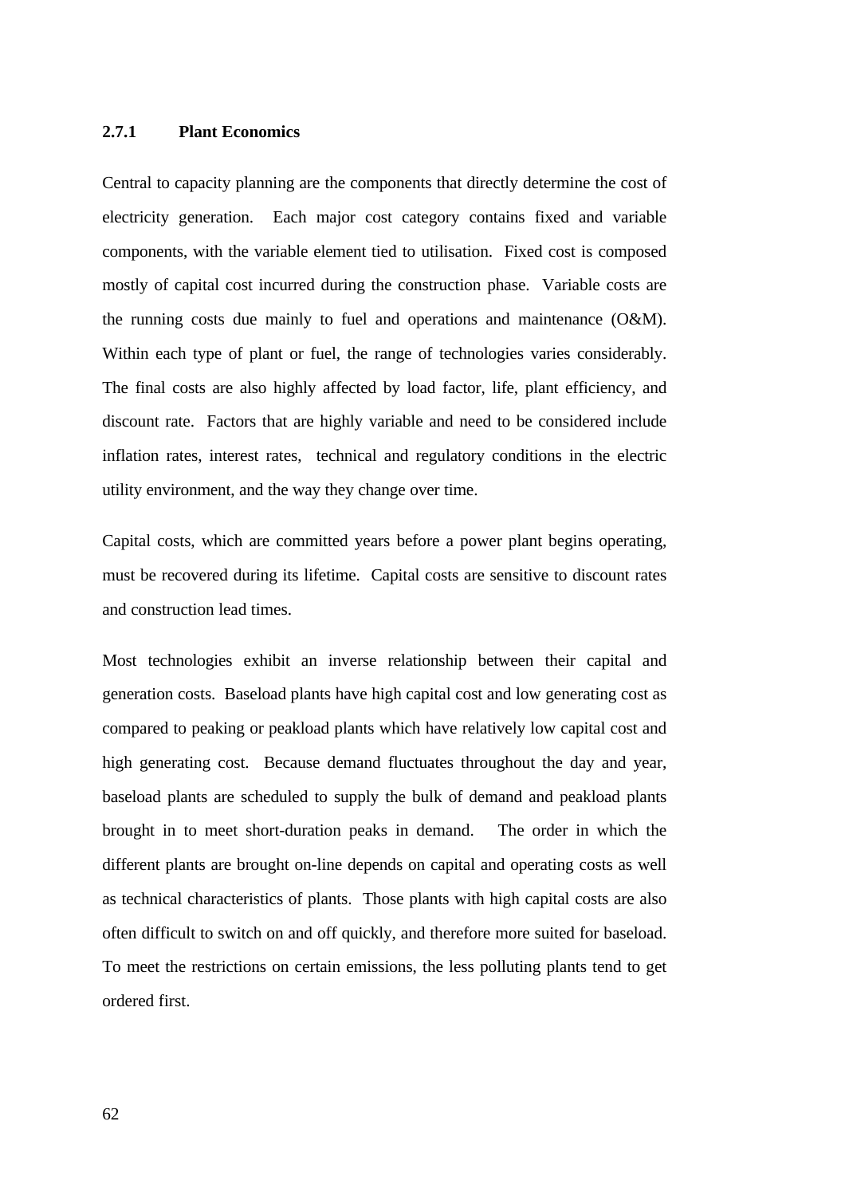### 2.7.1 Plant Economics

Central to capacity planning are the components that directly determine the cost of electricity generation. Each major cost category contains fixed and variable components, with the variable element tied to utilisation. Fixed cost is composed mostly of capital cost incurred during the construction phase. Variable costs are the running costs due mainly to fuel and operations and maintenance (O&M). Within each type of plant or fuel, the range of technologies varies considerably. The final costs are also highly affected by load factor, life, plant efficiency, and discount rate. Factors that are highly variable and need to be considered include inflation rates, interest rates, technical and regulatory conditions in the electric utility environment, and the way they change over time.

Capital costs, which are committed years before a power plant begins operating, must be recovered during its lifetime. Capital costs are sensitive to discount rates and construction lead times.

Most technologies exhibit an inverse relationship between their capital and generation costs. Baseload plants have high capital cost and low generating cost as compared to peaking or peakload plants which have relatively low capital cost and high generating cost. Because demand fluctuates throughout the day and year, baseload plants are scheduled to supply the bulk of demand and peakload plants brought in to meet short-duration peaks in demand. The order in which the different plants are brought on-line depends on capital and operating costs as well as technical characteristics of plants. Those plants with high capital costs are also often difficult to switch on and off quickly, and therefore more suited for baseload. To meet the restrictions on certain emissions, the less polluting plants tend to get ordered first.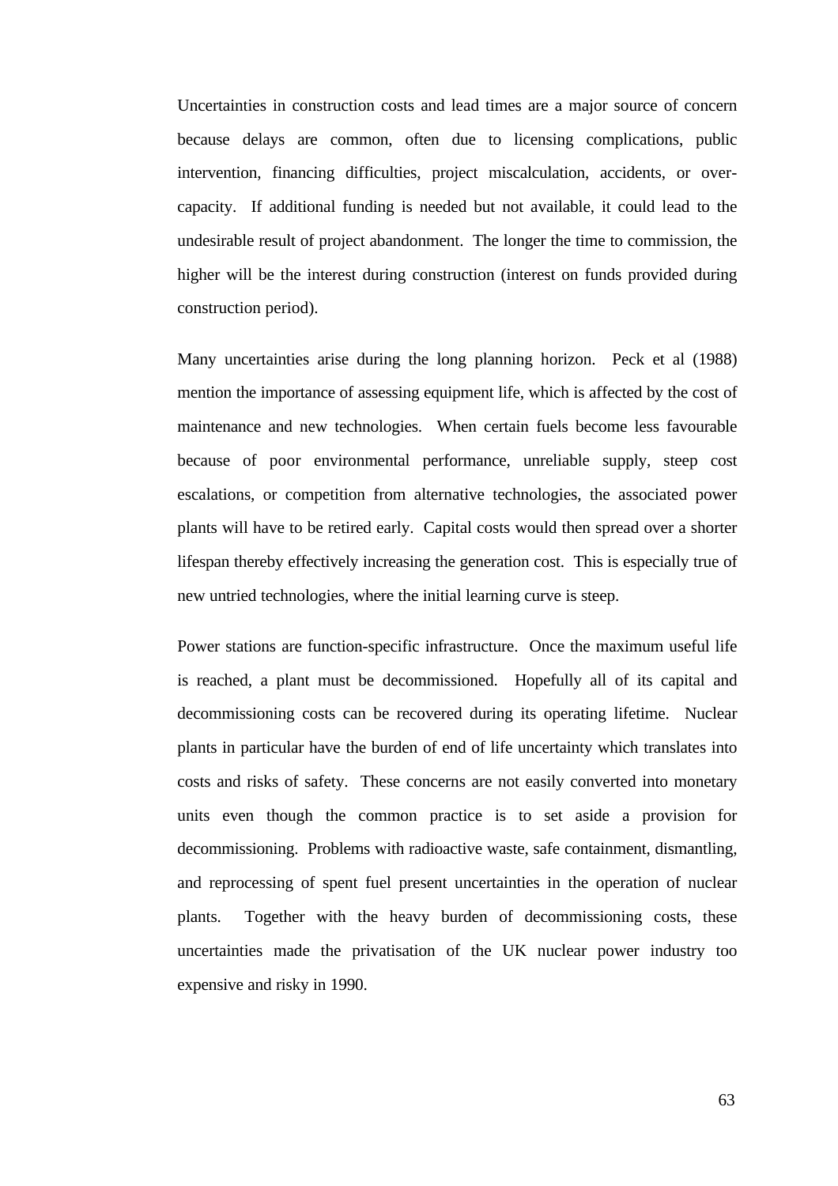Uncertainties in construction costs and lead times are a major source of concern because delays are common, often due to licensing complications, public intervention, financing difficulties, project miscalculation, accidents, or over-capacity. If additional funding is needed but not available, it could lead to the undesirable result of project abandonment. The longer the time to commission, the higher will be the interest during construction (interest on funds provided during construction period).

Many uncertainties arise during the long planning horizon. Peck et al (1988) mention the importance of assessing equipment life, which is affected by the cost of maintenance and new technologies. When certain fuels become less favourable because of poor environmental performance, unreliable supply, steep cost escalations, or competition from alternative technologies, the associated power plants will have to be retired early. Capital costs would then spread over a shorter lifespan thereby effectively increasing the generation cost. This is especially true of new untried technologies, where the initial learning curve is steep.

Power stations are function-specific infrastructure. Once the maximum useful life is reached, a plant must be decommissioned. Hopefully all of its capital and decommissioning costs can be recovered during its operating lifetime. Nuclear plants in particular have the burden of end of life uncertainty which translates into costs and risks of safety. These concerns are not easily converted into monetary units even though the common practice is to set aside a provision for decommissioning. Problems with radioactive waste, safe containment, dismantling, and reprocessing of spent fuel present uncertainties in the operation of nuclear plants. Together with the heavy burden of decommissioning costs, these uncertainties made the privatisation of the UK nuclear power industry too expensive and risky in 1990.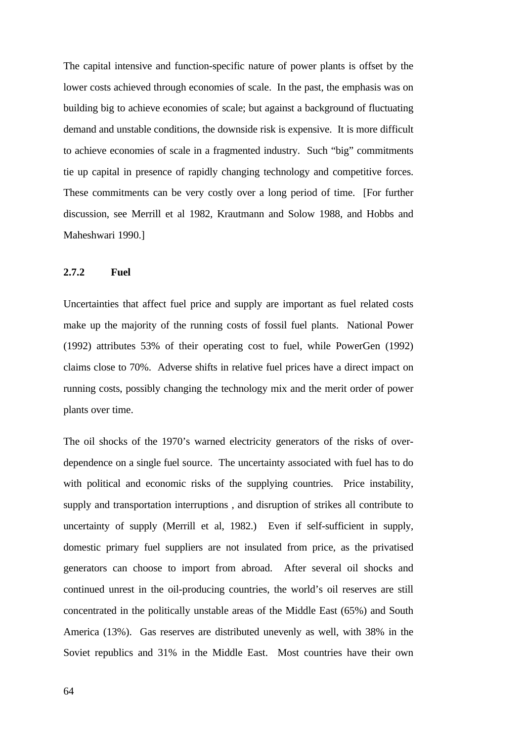The capital intensive and function-specific nature of power plants is offset by the lower costs achieved through economies of scale. In the past, the emphasis was on building big to achieve economies of scale; but against a background of fluctuating demand and unstable conditions, the downside risk is expensive. It is more difficult to achieve economies of scale in a fragmented industry. Such "big" commitments tie up capital in presence of rapidly changing technology and competitive forces. These commitments can be very costly over a long period of time. [For further discussion, see Merrill et al 1982, Krautmann and Solow 1988, and Hobbs and Maheshwari 1990.]

### 2.7.2 Fuel

Uncertainties that affect fuel price and supply are important as fuel related costs make up the majority of the running costs of fossil fuel plants. National Power (1992) attributes 53% of their operating cost to fuel, while PowerGen (1992) claims close to 70%. Adverse shifts in relative fuel prices have a direct impact on running costs, possibly changing the technology mix and the merit order of power plants over time.

The oil shocks of the 1970's warned electricity generators of the risks of over-dependence on a single fuel source. The uncertainty associated with fuel has to do with political and economic risks of the supplying countries. Price instability, supply and transportation interruptions , and disruption of strikes all contribute to uncertainty of supply (Merrill et al, 1982.) Even if self-sufficient in supply, domestic primary fuel suppliers are not insulated from price, as the privatised generators can choose to import from abroad. After several oil shocks and continued unrest in the oil-producing countries, the world's oil reserves are still concentrated in the politically unstable areas of the Middle East (65%) and South America (13%). Gas reserves are distributed unevenly as well, with 38% in the Soviet republics and 31% in the Middle East. Most countries have their own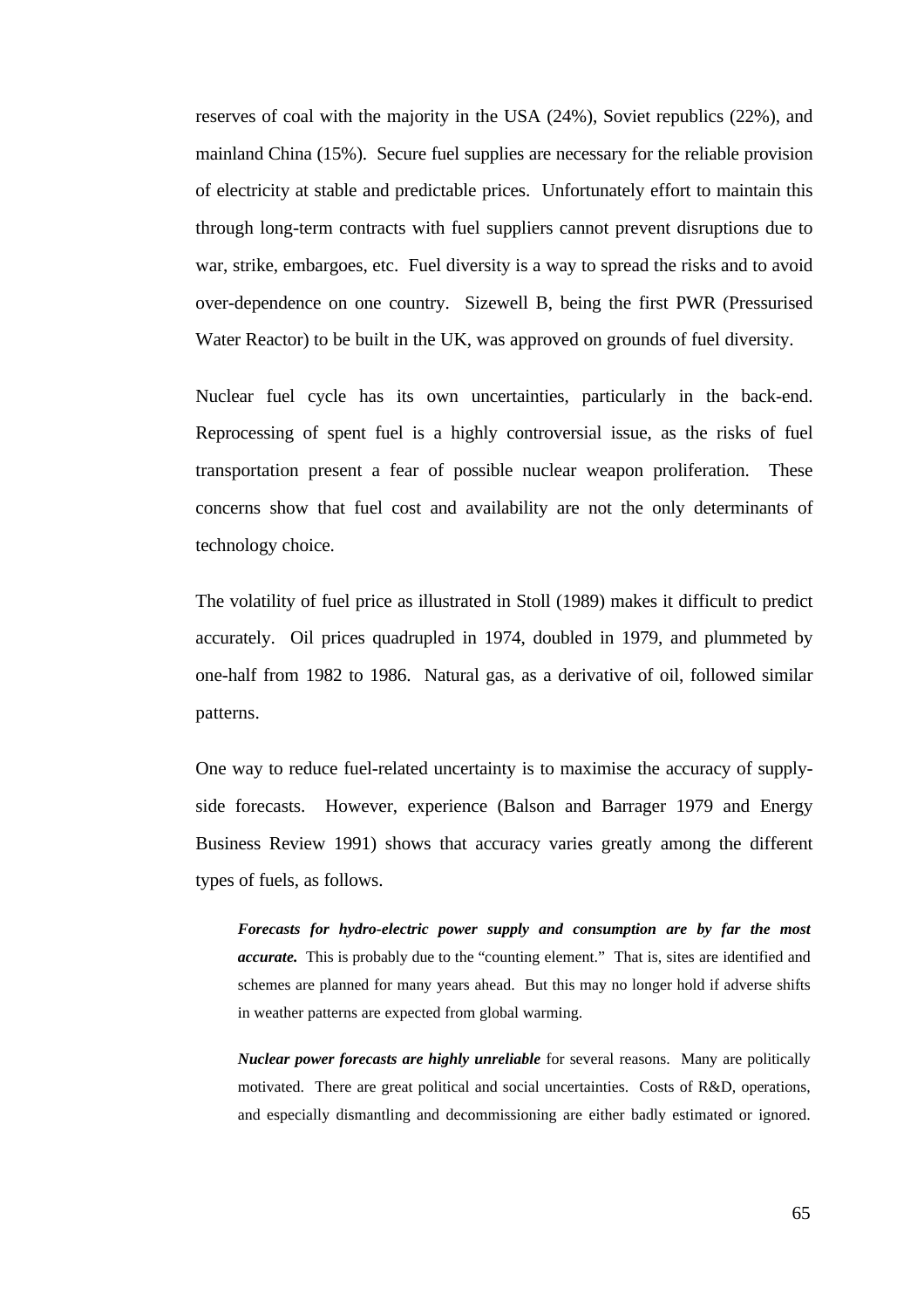reserves of coal with the majority in the USA (24%), Soviet republics (22%), and mainland China (15%). Secure fuel supplies are necessary for the reliable provision of electricity at stable and predictable prices. Unfortunately effort to maintain this through long-term contracts with fuel suppliers cannot prevent disruptions due to war, strike, embargoes, etc. Fuel diversity is a way to spread the risks and to avoid over-dependence on one country. Sizewell B, being the first PWR (Pressurised Water Reactor) to be built in the UK, was approved on grounds of fuel diversity.

Nuclear fuel cycle has its own uncertainties, particularly in the back-end. Reprocessing of spent fuel is a highly controversial issue, as the risks of fuel transportation present a fear of possible nuclear weapon proliferation. These concerns show that fuel cost and availability are not the only determinants of technology choice.

The volatility of fuel price as illustrated in Stoll (1989) makes it difficult to predict accurately. Oil prices quadrupled in 1974, doubled in 1979, and plummeted by one-half from 1982 to 1986. Natural gas, as a derivative of oil, followed similar patterns.

One way to reduce fuel-related uncertainty is to maximise the accuracy of supply-side forecasts. However, experience (Balson and Barrager 1979 and Energy Business Review 1991) shows that accuracy varies greatly among the different types of fuels, as follows.

> ***Forecasts for hydro-electric power supply and consumption are by far the most accurate.*** This is probably due to the "counting element." That is, sites are identified and schemes are planned for many years ahead. But this may no longer hold if adverse shifts in weather patterns are expected from global warming.
>
> ***Nuclear power forecasts are highly unreliable*** for several reasons. Many are politically motivated. There are great political and social uncertainties. Costs of R&D, operations, and especially dismantling and decommissioning are either badly estimated or ignored.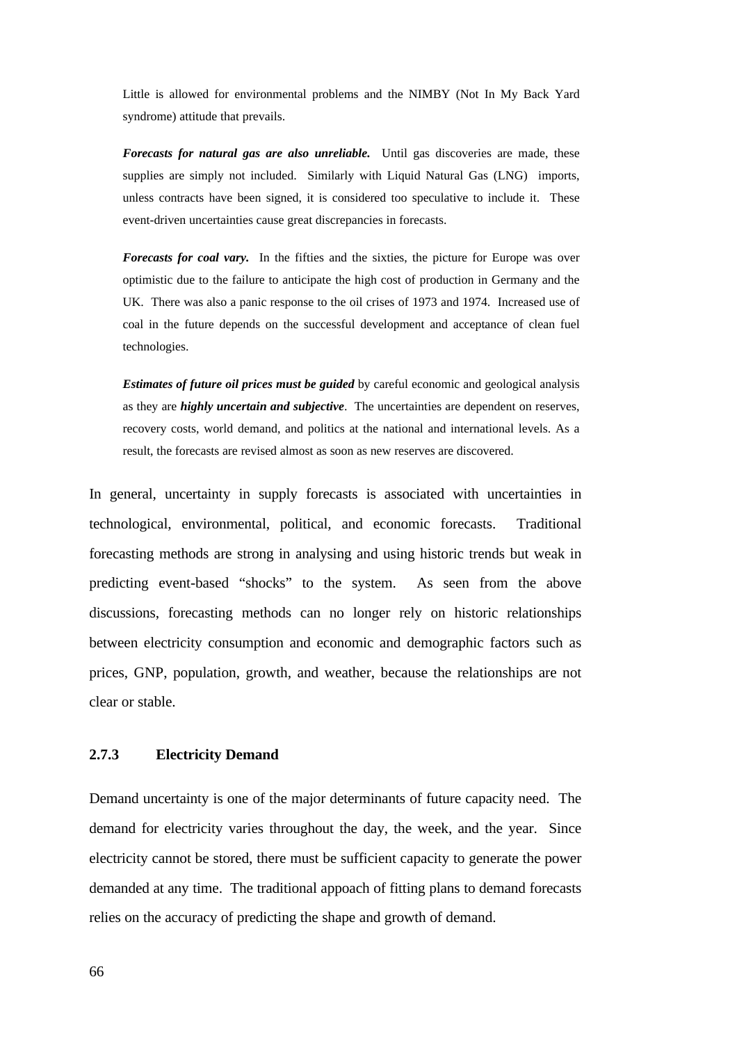Little is allowed for environmental problems and the NIMBY (Not In My Back Yard syndrome) attitude that prevails.

***Forecasts for natural gas are also unreliable.*** Until gas discoveries are made, these supplies are simply not included. Similarly with Liquid Natural Gas (LNG) imports, unless contracts have been signed, it is considered too speculative to include it. These event-driven uncertainties cause great discrepancies in forecasts.

***Forecasts for coal vary.*** In the fifties and the sixties, the picture for Europe was over optimistic due to the failure to anticipate the high cost of production in Germany and the UK. There was also a panic response to the oil crises of 1973 and 1974. Increased use of coal in the future depends on the successful development and acceptance of clean fuel technologies.

***Estimates of future oil prices must be guided*** by careful economic and geological analysis as they are ***highly uncertain and subjective***. The uncertainties are dependent on reserves, recovery costs, world demand, and politics at the national and international levels. As a result, the forecasts are revised almost as soon as new reserves are discovered.

In general, uncertainty in supply forecasts is associated with uncertainties in technological, environmental, political, and economic forecasts. Traditional forecasting methods are strong in analysing and using historic trends but weak in predicting event-based "shocks" to the system. As seen from the above discussions, forecasting methods can no longer rely on historic relationships between electricity consumption and economic and demographic factors such as prices, GNP, population, growth, and weather, because the relationships are not clear or stable.

### 2.7.3 Electricity Demand

Demand uncertainty is one of the major determinants of future capacity need. The demand for electricity varies throughout the day, the week, and the year. Since electricity cannot be stored, there must be sufficient capacity to generate the power demanded at any time. The traditional appoach of fitting plans to demand forecasts relies on the accuracy of predicting the shape and growth of demand.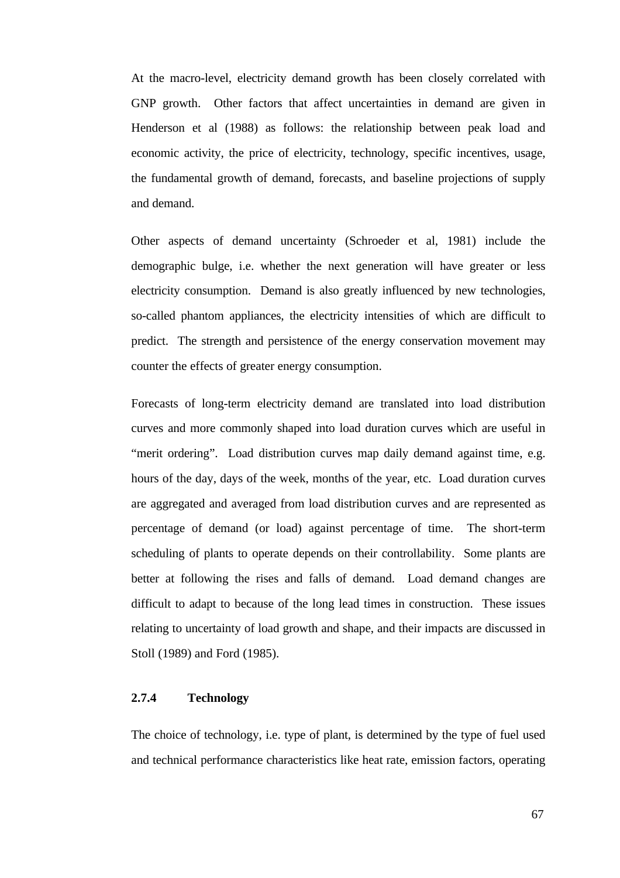At the macro-level, electricity demand growth has been closely correlated with GNP growth. Other factors that affect uncertainties in demand are given in Henderson et al (1988) as follows: the relationship between peak load and economic activity, the price of electricity, technology, specific incentives, usage, the fundamental growth of demand, forecasts, and baseline projections of supply and demand.

Other aspects of demand uncertainty (Schroeder et al, 1981) include the demographic bulge, i.e. whether the next generation will have greater or less electricity consumption. Demand is also greatly influenced by new technologies, so-called phantom appliances, the electricity intensities of which are difficult to predict. The strength and persistence of the energy conservation movement may counter the effects of greater energy consumption.

Forecasts of long-term electricity demand are translated into load distribution curves and more commonly shaped into load duration curves which are useful in "merit ordering". Load distribution curves map daily demand against time, e.g. hours of the day, days of the week, months of the year, etc. Load duration curves are aggregated and averaged from load distribution curves and are represented as percentage of demand (or load) against percentage of time. The short-term scheduling of plants to operate depends on their controllability. Some plants are better at following the rises and falls of demand. Load demand changes are difficult to adapt to because of the long lead times in construction. These issues relating to uncertainty of load growth and shape, and their impacts are discussed in Stoll (1989) and Ford (1985).

### 2.7.4 Technology

The choice of technology, i.e. type of plant, is determined by the type of fuel used and technical performance characteristics like heat rate, emission factors, operating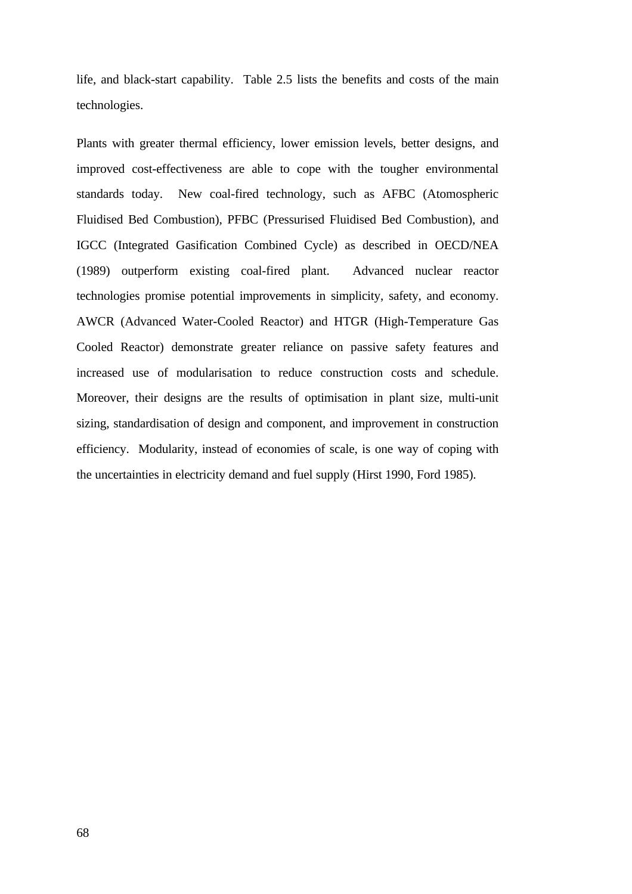life, and black-start capability. Table 2.5 lists the benefits and costs of the main technologies.

Plants with greater thermal efficiency, lower emission levels, better designs, and improved cost-effectiveness are able to cope with the tougher environmental standards today. New coal-fired technology, such as AFBC (Atomospheric Fluidised Bed Combustion), PFBC (Pressurised Fluidised Bed Combustion), and IGCC (Integrated Gasification Combined Cycle) as described in OECD/NEA (1989) outperform existing coal-fired plant. Advanced nuclear reactor technologies promise potential improvements in simplicity, safety, and economy. AWCR (Advanced Water-Cooled Reactor) and HTGR (High-Temperature Gas Cooled Reactor) demonstrate greater reliance on passive safety features and increased use of modularisation to reduce construction costs and schedule. Moreover, their designs are the results of optimisation in plant size, multi-unit sizing, standardisation of design and component, and improvement in construction efficiency. Modularity, instead of economies of scale, is one way of coping with the uncertainties in electricity demand and fuel supply (Hirst 1990, Ford 1985).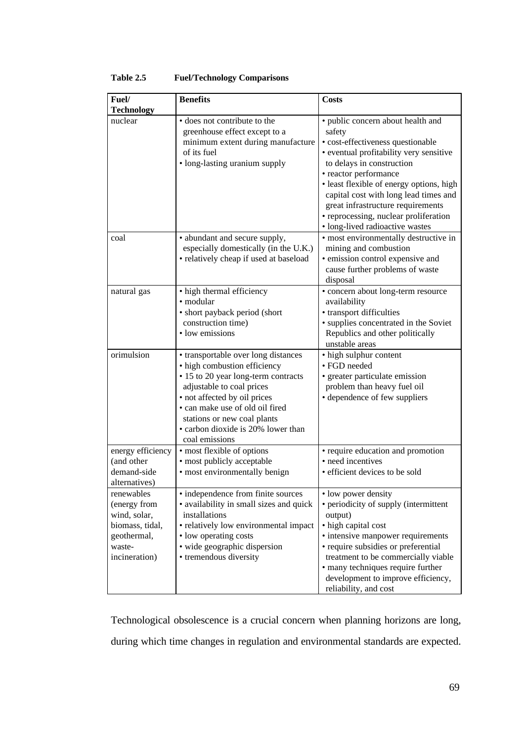**Table 2.5 Fuel/Technology Comparisons**

| Fuel/ Technology | Benefits | Costs |
|---|---|---|
| nuclear | • does not contribute to the greenhouse effect except to a minimum extent during manufacture of its fuel<br>• long-lasting uranium supply | • public concern about health and safety<br>• cost-effectiveness questionable<br>• eventual profitability very sensitive to delays in construction<br>• reactor performance<br>• least flexible of energy options, high capital cost with long lead times and great infrastructure requirements<br>• reprocessing, nuclear proliferation<br>• long-lived radioactive wastes |
| coal | • abundant and secure supply, especially domestically (in the U.K.)<br>• relatively cheap if used at baseload | • most environmentally destructive in mining and combustion<br>• emission control expensive and cause further problems of waste disposal |
| natural gas | • high thermal efficiency<br>• modular<br>• short payback period (short construction time)<br>• low emissions | • concern about long-term resource availability<br>• transport difficulties<br>• supplies concentrated in the Soviet Republics and other politically unstable areas |
| orimulsion | • transportable over long distances<br>• high combustion efficiency<br>• 15 to 20 year long-term contracts adjustable to coal prices<br>• not affected by oil prices<br>• can make use of old oil fired stations or new coal plants<br>• carbon dioxide is 20% lower than coal emissions | • high sulphur content<br>• FGD needed<br>• greater particulate emission problem than heavy fuel oil<br>• dependence of few suppliers |
| energy efficiency (and other demand-side alternatives) | • most flexible of options<br>• most publicly acceptable<br>• most environmentally benign | • require education and promotion<br>• need incentives<br>• efficient devices to be sold |
| renewables (energy from wind, solar, biomass, tidal, geothermal, waste-incineration) | • independence from finite sources<br>• availability in small sizes and quick installations<br>• relatively low environmental impact<br>• low operating costs<br>• wide geographic dispersion<br>• tremendous diversity | • low power density<br>• periodicity of supply (intermittent output)<br>• high capital cost<br>• intensive manpower requirements<br>• require subsidies or preferential treatment to be commercially viable<br>• many techniques require further development to improve efficiency, reliability, and cost |

Technological obsolescence is a crucial concern when planning horizons are long, during which time changes in regulation and environmental standards are expected.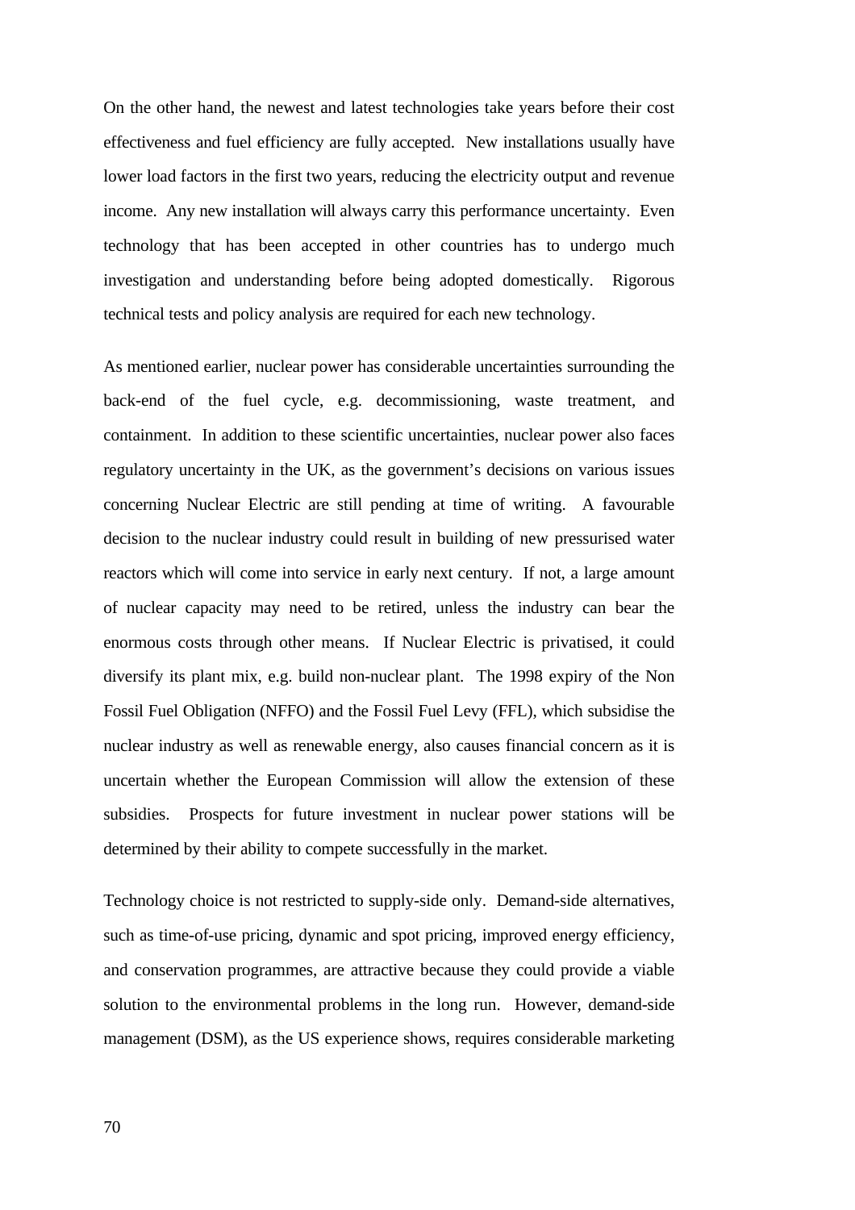On the other hand, the newest and latest technologies take years before their cost effectiveness and fuel efficiency are fully accepted. New installations usually have lower load factors in the first two years, reducing the electricity output and revenue income. Any new installation will always carry this performance uncertainty. Even technology that has been accepted in other countries has to undergo much investigation and understanding before being adopted domestically. Rigorous technical tests and policy analysis are required for each new technology.

As mentioned earlier, nuclear power has considerable uncertainties surrounding the back-end of the fuel cycle, e.g. decommissioning, waste treatment, and containment. In addition to these scientific uncertainties, nuclear power also faces regulatory uncertainty in the UK, as the government's decisions on various issues concerning Nuclear Electric are still pending at time of writing. A favourable decision to the nuclear industry could result in building of new pressurised water reactors which will come into service in early next century. If not, a large amount of nuclear capacity may need to be retired, unless the industry can bear the enormous costs through other means. If Nuclear Electric is privatised, it could diversify its plant mix, e.g. build non-nuclear plant. The 1998 expiry of the Non Fossil Fuel Obligation (NFFO) and the Fossil Fuel Levy (FFL), which subsidise the nuclear industry as well as renewable energy, also causes financial concern as it is uncertain whether the European Commission will allow the extension of these subsidies. Prospects for future investment in nuclear power stations will be determined by their ability to compete successfully in the market.

Technology choice is not restricted to supply-side only. Demand-side alternatives, such as time-of-use pricing, dynamic and spot pricing, improved energy efficiency, and conservation programmes, are attractive because they could provide a viable solution to the environmental problems in the long run. However, demand-side management (DSM), as the US experience shows, requires considerable marketing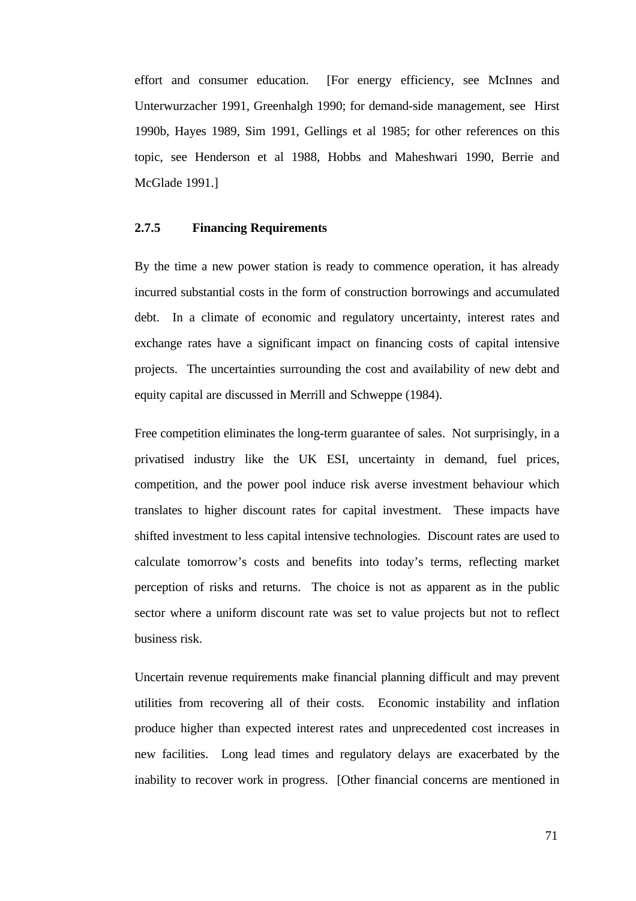effort and consumer education. [For energy efficiency, see McInnes and Unterwurzacher 1991, Greenhalgh 1990; for demand-side management, see Hirst 1990b, Hayes 1989, Sim 1991, Gellings et al 1985; for other references on this topic, see Henderson et al 1988, Hobbs and Maheshwari 1990, Berrie and McGlade 1991.]

### 2.7.5 Financing Requirements

By the time a new power station is ready to commence operation, it has already incurred substantial costs in the form of construction borrowings and accumulated debt. In a climate of economic and regulatory uncertainty, interest rates and exchange rates have a significant impact on financing costs of capital intensive projects. The uncertainties surrounding the cost and availability of new debt and equity capital are discussed in Merrill and Schweppe (1984).

Free competition eliminates the long-term guarantee of sales. Not surprisingly, in a privatised industry like the UK ESI, uncertainty in demand, fuel prices, competition, and the power pool induce risk averse investment behaviour which translates to higher discount rates for capital investment. These impacts have shifted investment to less capital intensive technologies. Discount rates are used to calculate tomorrow's costs and benefits into today's terms, reflecting market perception of risks and returns. The choice is not as apparent as in the public sector where a uniform discount rate was set to value projects but not to reflect business risk.

Uncertain revenue requirements make financial planning difficult and may prevent utilities from recovering all of their costs. Economic instability and inflation produce higher than expected interest rates and unprecedented cost increases in new facilities. Long lead times and regulatory delays are exacerbated by the inability to recover work in progress. [Other financial concerns are mentioned in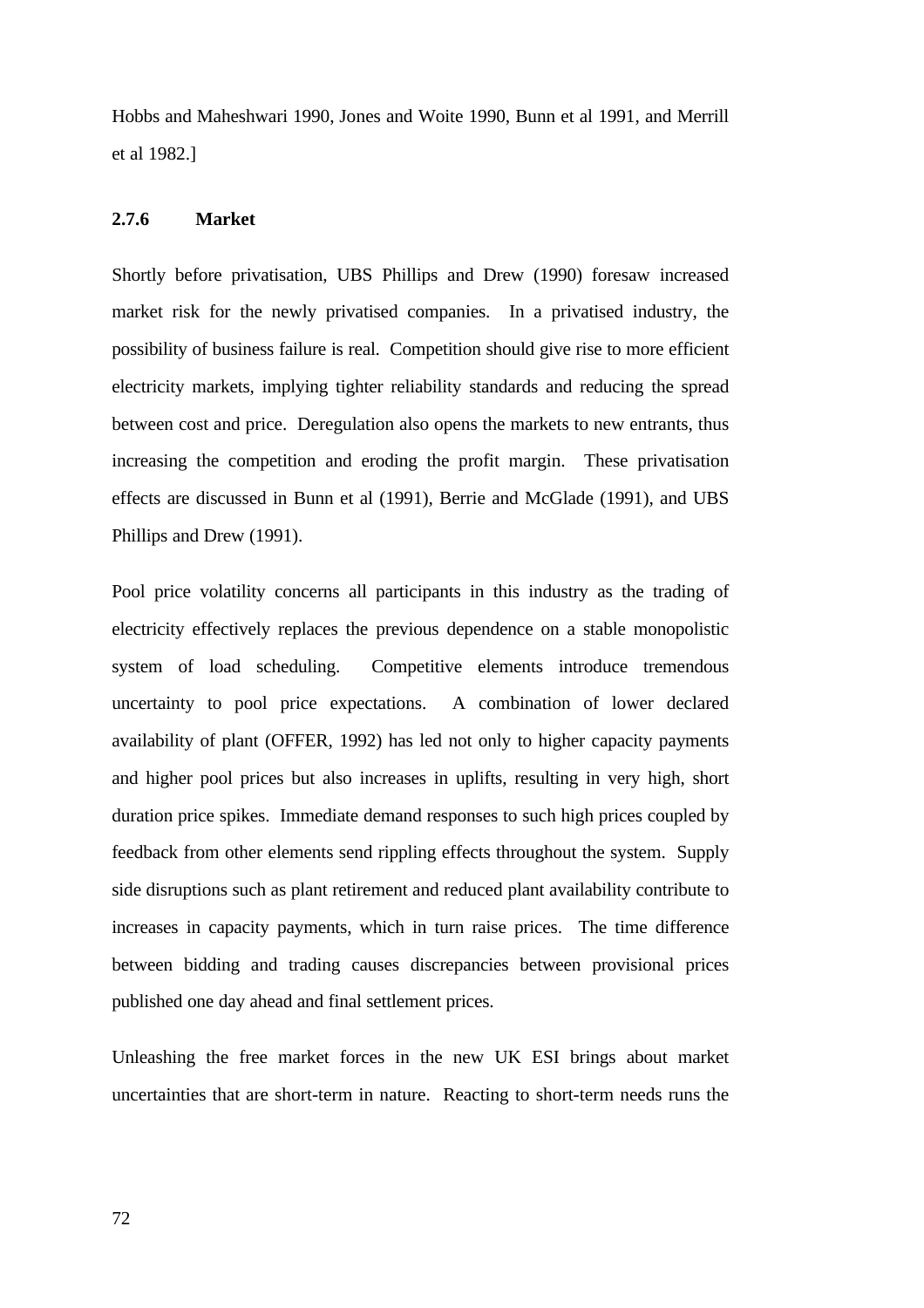Hobbs and Maheshwari 1990, Jones and Woite 1990, Bunn et al 1991, and Merrill et al 1982.]

### 2.7.6 Market

Shortly before privatisation, UBS Phillips and Drew (1990) foresaw increased market risk for the newly privatised companies. In a privatised industry, the possibility of business failure is real. Competition should give rise to more efficient electricity markets, implying tighter reliability standards and reducing the spread between cost and price. Deregulation also opens the markets to new entrants, thus increasing the competition and eroding the profit margin. These privatisation effects are discussed in Bunn et al (1991), Berrie and McGlade (1991), and UBS Phillips and Drew (1991).

Pool price volatility concerns all participants in this industry as the trading of electricity effectively replaces the previous dependence on a stable monopolistic system of load scheduling. Competitive elements introduce tremendous uncertainty to pool price expectations. A combination of lower declared availability of plant (OFFER, 1992) has led not only to higher capacity payments and higher pool prices but also increases in uplifts, resulting in very high, short duration price spikes. Immediate demand responses to such high prices coupled by feedback from other elements send rippling effects throughout the system. Supply side disruptions such as plant retirement and reduced plant availability contribute to increases in capacity payments, which in turn raise prices. The time difference between bidding and trading causes discrepancies between provisional prices published one day ahead and final settlement prices.

Unleashing the free market forces in the new UK ESI brings about market uncertainties that are short-term in nature. Reacting to short-term needs runs the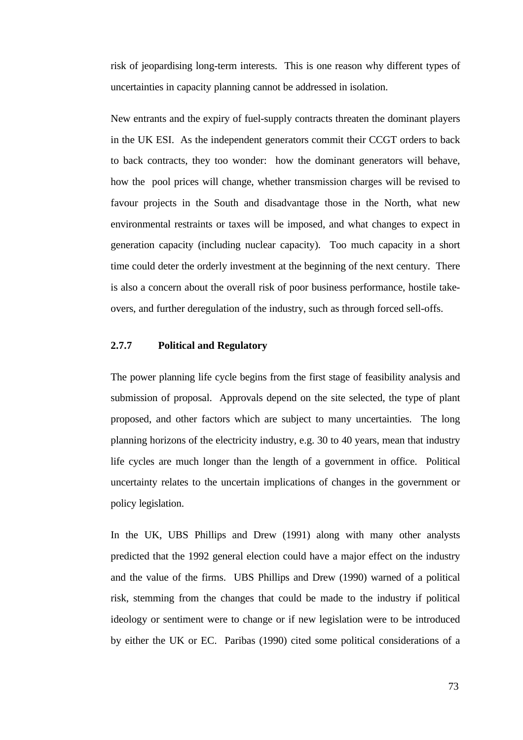risk of jeopardising long-term interests. This is one reason why different types of uncertainties in capacity planning cannot be addressed in isolation.

New entrants and the expiry of fuel-supply contracts threaten the dominant players in the UK ESI. As the independent generators commit their CCGT orders to back to back contracts, they too wonder: how the dominant generators will behave, how the pool prices will change, whether transmission charges will be revised to favour projects in the South and disadvantage those in the North, what new environmental restraints or taxes will be imposed, and what changes to expect in generation capacity (including nuclear capacity). Too much capacity in a short time could deter the orderly investment at the beginning of the next century. There is also a concern about the overall risk of poor business performance, hostile take-overs, and further deregulation of the industry, such as through forced sell-offs.

### 2.7.7 Political and Regulatory

The power planning life cycle begins from the first stage of feasibility analysis and submission of proposal. Approvals depend on the site selected, the type of plant proposed, and other factors which are subject to many uncertainties. The long planning horizons of the electricity industry, e.g. 30 to 40 years, mean that industry life cycles are much longer than the length of a government in office. Political uncertainty relates to the uncertain implications of changes in the government or policy legislation.

In the UK, UBS Phillips and Drew (1991) along with many other analysts predicted that the 1992 general election could have a major effect on the industry and the value of the firms. UBS Phillips and Drew (1990) warned of a political risk, stemming from the changes that could be made to the industry if political ideology or sentiment were to change or if new legislation were to be introduced by either the UK or EC. Paribas (1990) cited some political considerations of a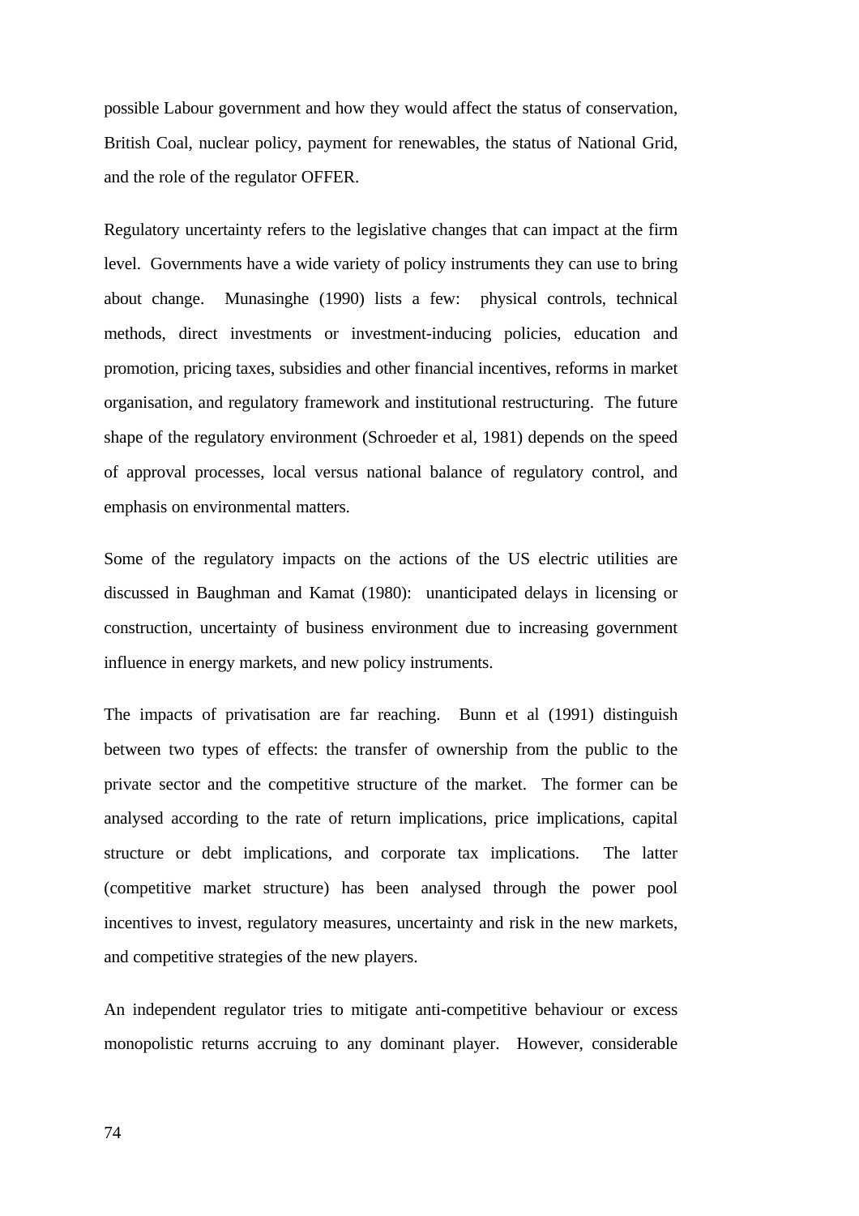possible Labour government and how they would affect the status of conservation, British Coal, nuclear policy, payment for renewables, the status of National Grid, and the role of the regulator OFFER.

Regulatory uncertainty refers to the legislative changes that can impact at the firm level. Governments have a wide variety of policy instruments they can use to bring about change. Munasinghe (1990) lists a few: physical controls, technical methods, direct investments or investment-inducing policies, education and promotion, pricing taxes, subsidies and other financial incentives, reforms in market organisation, and regulatory framework and institutional restructuring. The future shape of the regulatory environment (Schroeder et al, 1981) depends on the speed of approval processes, local versus national balance of regulatory control, and emphasis on environmental matters.

Some of the regulatory impacts on the actions of the US electric utilities are discussed in Baughman and Kamat (1980): unanticipated delays in licensing or construction, uncertainty of business environment due to increasing government influence in energy markets, and new policy instruments.

The impacts of privatisation are far reaching. Bunn et al (1991) distinguish between two types of effects: the transfer of ownership from the public to the private sector and the competitive structure of the market. The former can be analysed according to the rate of return implications, price implications, capital structure or debt implications, and corporate tax implications. The latter (competitive market structure) has been analysed through the power pool incentives to invest, regulatory measures, uncertainty and risk in the new markets, and competitive strategies of the new players.

An independent regulator tries to mitigate anti-competitive behaviour or excess monopolistic returns accruing to any dominant player. However, considerable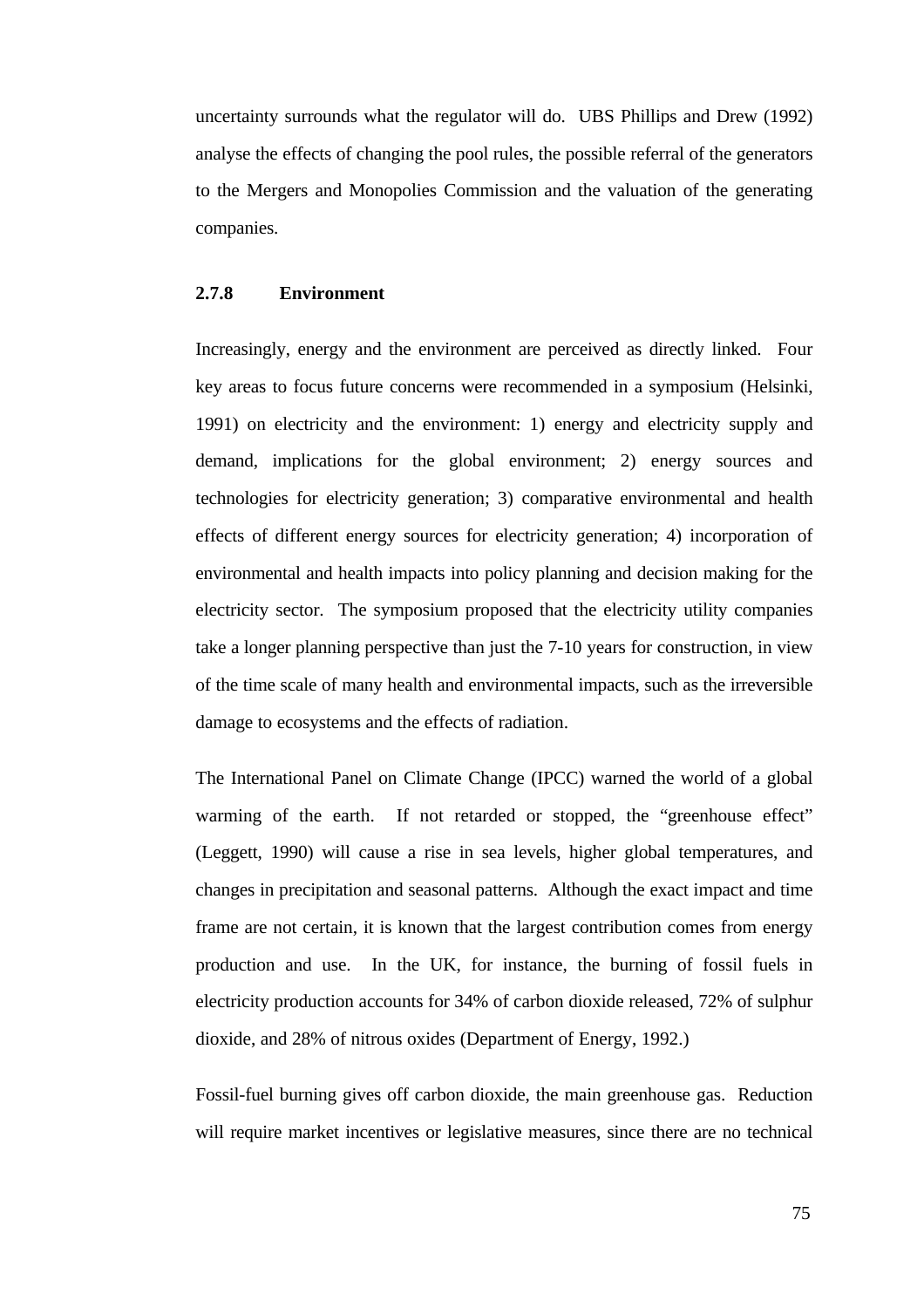uncertainty surrounds what the regulator will do. UBS Phillips and Drew (1992) analyse the effects of changing the pool rules, the possible referral of the generators to the Mergers and Monopolies Commission and the valuation of the generating companies.

### 2.7.8 Environment

Increasingly, energy and the environment are perceived as directly linked. Four key areas to focus future concerns were recommended in a symposium (Helsinki, 1991) on electricity and the environment: 1) energy and electricity supply and demand, implications for the global environment; 2) energy sources and technologies for electricity generation; 3) comparative environmental and health effects of different energy sources for electricity generation; 4) incorporation of environmental and health impacts into policy planning and decision making for the electricity sector. The symposium proposed that the electricity utility companies take a longer planning perspective than just the 7-10 years for construction, in view of the time scale of many health and environmental impacts, such as the irreversible damage to ecosystems and the effects of radiation.

The International Panel on Climate Change (IPCC) warned the world of a global warming of the earth. If not retarded or stopped, the "greenhouse effect" (Leggett, 1990) will cause a rise in sea levels, higher global temperatures, and changes in precipitation and seasonal patterns. Although the exact impact and time frame are not certain, it is known that the largest contribution comes from energy production and use. In the UK, for instance, the burning of fossil fuels in electricity production accounts for 34% of carbon dioxide released, 72% of sulphur dioxide, and 28% of nitrous oxides (Department of Energy, 1992.)

Fossil-fuel burning gives off carbon dioxide, the main greenhouse gas. Reduction will require market incentives or legislative measures, since there are no technical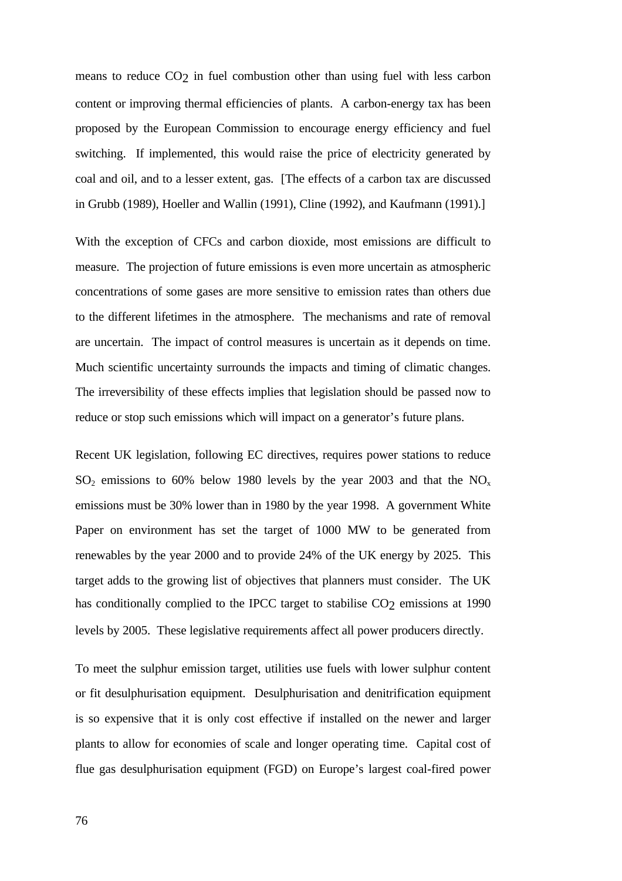means to reduce $CO_2$ in fuel combustion other than using fuel with less carbon content or improving thermal efficiencies of plants. A carbon-energy tax has been proposed by the European Commission to encourage energy efficiency and fuel switching. If implemented, this would raise the price of electricity generated by coal and oil, and to a lesser extent, gas. [The effects of a carbon tax are discussed in Grubb (1989), Hoeller and Wallin (1991), Cline (1992), and Kaufmann (1991).]

With the exception of CFCs and carbon dioxide, most emissions are difficult to measure. The projection of future emissions is even more uncertain as atmospheric concentrations of some gases are more sensitive to emission rates than others due to the different lifetimes in the atmosphere. The mechanisms and rate of removal are uncertain. The impact of control measures is uncertain as it depends on time. Much scientific uncertainty surrounds the impacts and timing of climatic changes. The irreversibility of these effects implies that legislation should be passed now to reduce or stop such emissions which will impact on a generator's future plans.

Recent UK legislation, following EC directives, requires power stations to reduce $SO_2$ emissions to 60% below 1980 levels by the year 2003 and that the $NO_x$ emissions must be 30% lower than in 1980 by the year 1998. A government White Paper on environment has set the target of 1000 MW to be generated from renewables by the year 2000 and to provide 24% of the UK energy by 2025. This target adds to the growing list of objectives that planners must consider. The UK has conditionally complied to the IPCC target to stabilise $CO_2$ emissions at 1990 levels by 2005. These legislative requirements affect all power producers directly.

To meet the sulphur emission target, utilities use fuels with lower sulphur content or fit desulphurisation equipment. Desulphurisation and denitrification equipment is so expensive that it is only cost effective if installed on the newer and larger plants to allow for economies of scale and longer operating time. Capital cost of flue gas desulphurisation equipment (FGD) on Europe's largest coal-fired power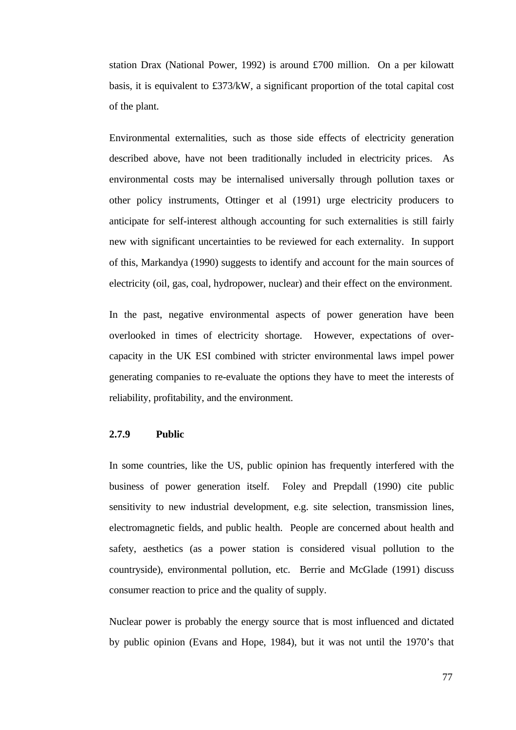station Drax (National Power, 1992) is around £700 million. On a per kilowatt basis, it is equivalent to £373/kW, a significant proportion of the total capital cost of the plant.

Environmental externalities, such as those side effects of electricity generation described above, have not been traditionally included in electricity prices. As environmental costs may be internalised universally through pollution taxes or other policy instruments, Ottinger et al (1991) urge electricity producers to anticipate for self-interest although accounting for such externalities is still fairly new with significant uncertainties to be reviewed for each externality. In support of this, Markandya (1990) suggests to identify and account for the main sources of electricity (oil, gas, coal, hydropower, nuclear) and their effect on the environment.

In the past, negative environmental aspects of power generation have been overlooked in times of electricity shortage. However, expectations of over-capacity in the UK ESI combined with stricter environmental laws impel power generating companies to re-evaluate the options they have to meet the interests of reliability, profitability, and the environment.

### 2.7.9 Public

In some countries, like the US, public opinion has frequently interfered with the business of power generation itself. Foley and Prepdall (1990) cite public sensitivity to new industrial development, e.g. site selection, transmission lines, electromagnetic fields, and public health. People are concerned about health and safety, aesthetics (as a power station is considered visual pollution to the countryside), environmental pollution, etc. Berrie and McGlade (1991) discuss consumer reaction to price and the quality of supply.

Nuclear power is probably the energy source that is most influenced and dictated by public opinion (Evans and Hope, 1984), but it was not until the 1970's that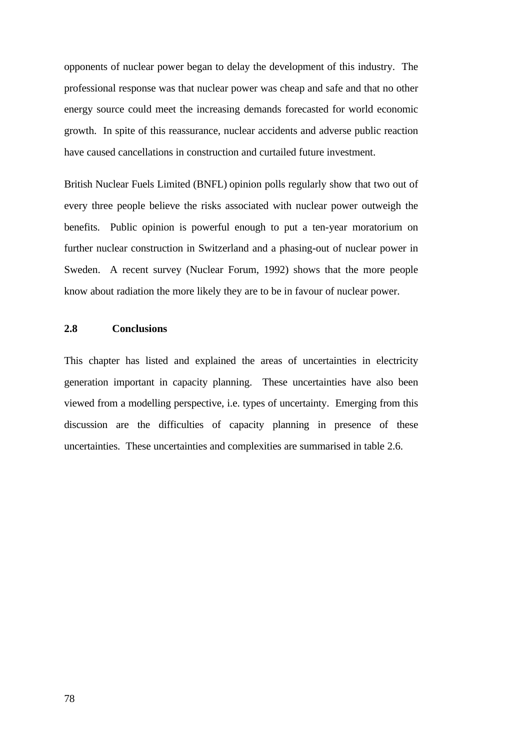opponents of nuclear power began to delay the development of this industry. The professional response was that nuclear power was cheap and safe and that no other energy source could meet the increasing demands forecasted for world economic growth. In spite of this reassurance, nuclear accidents and adverse public reaction have caused cancellations in construction and curtailed future investment.

British Nuclear Fuels Limited (BNFL) opinion polls regularly show that two out of every three people believe the risks associated with nuclear power outweigh the benefits. Public opinion is powerful enough to put a ten-year moratorium on further nuclear construction in Switzerland and a phasing-out of nuclear power in Sweden. A recent survey (Nuclear Forum, 1992) shows that the more people know about radiation the more likely they are to be in favour of nuclear power.

## 2.8 Conclusions

This chapter has listed and explained the areas of uncertainties in electricity generation important in capacity planning. These uncertainties have also been viewed from a modelling perspective, i.e. types of uncertainty. Emerging from this discussion are the difficulties of capacity planning in presence of these uncertainties. These uncertainties and complexities are summarised in table 2.6.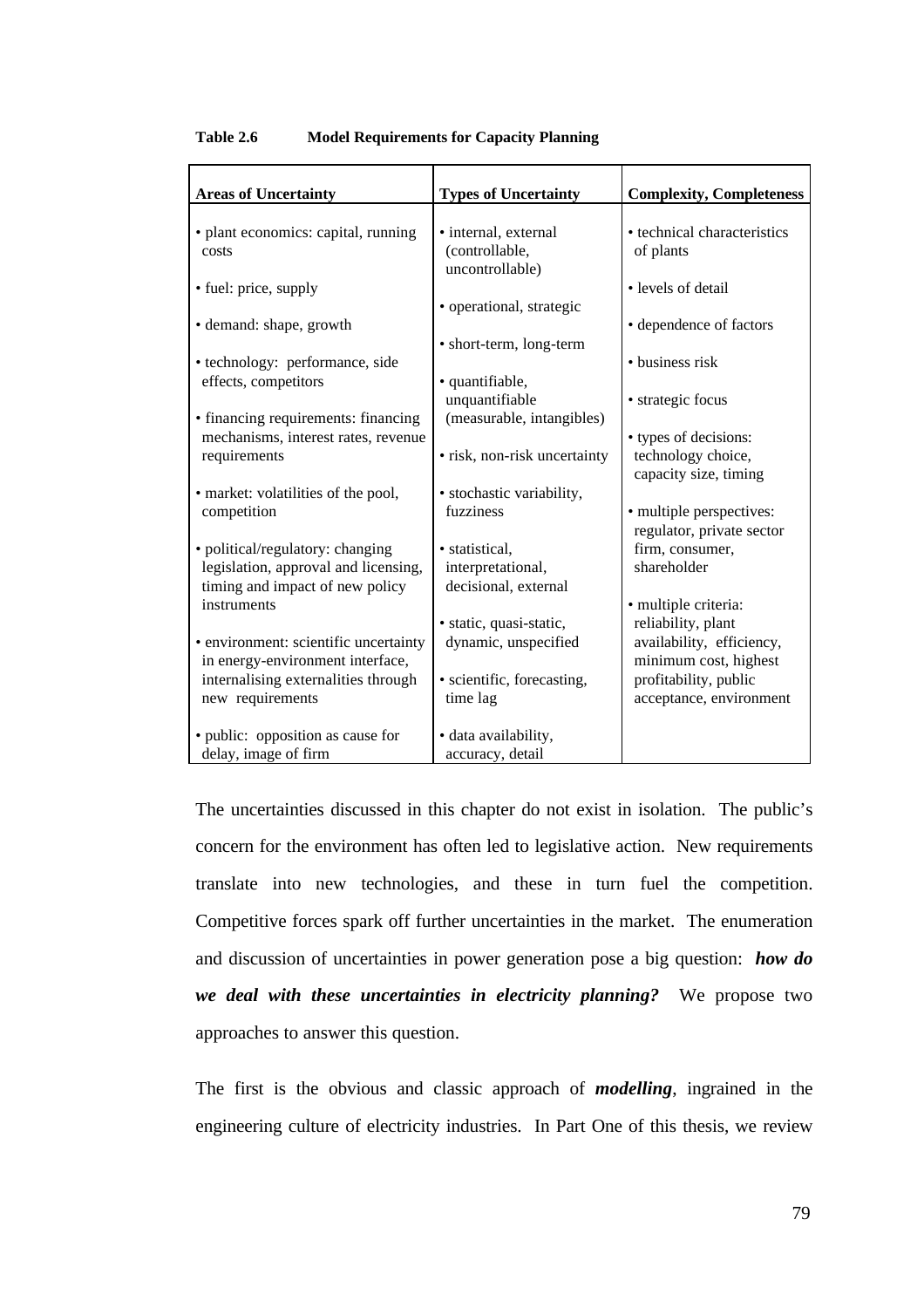**Table 2.6 Model Requirements for Capacity Planning**

| Areas of Uncertainty | Types of Uncertainty | Complexity, Completeness |
|---|---|---|
| • plant economics: capital, running costs<br>• fuel: price, supply<br>• demand: shape, growth<br>• technology: performance, side effects, competitors<br>• financing requirements: financing mechanisms, interest rates, revenue requirements<br>• market: volatilities of the pool, competition<br>• political/regulatory: changing legislation, approval and licensing, timing and impact of new policy instruments<br>• environment: scientific uncertainty in energy-environment interface, internalising externalities through new requirements<br>• public: opposition as cause for delay, image of firm | • internal, external (controllable, uncontrollable)<br>• operational, strategic<br>• short-term, long-term<br>• quantifiable, unquantifiable (measurable, intangibles)<br>• risk, non-risk uncertainty<br>• stochastic variability, fuzziness<br>• statistical, interpretational, decisional, external<br>• static, quasi-static, dynamic, unspecified<br>• scientific, forecasting, time lag<br>• data availability, accuracy, detail | • technical characteristics of plants<br>• levels of detail<br>• dependence of factors<br>• business risk<br>• strategic focus<br>• types of decisions: technology choice, capacity size, timing<br>• multiple perspectives: regulator, private sector firm, consumer, shareholder<br>• multiple criteria: reliability, plant availability, efficiency, minimum cost, highest profitability, public acceptance, environment |

The uncertainties discussed in this chapter do not exist in isolation. The public's concern for the environment has often led to legislative action. New requirements translate into new technologies, and these in turn fuel the competition. Competitive forces spark off further uncertainties in the market. The enumeration and discussion of uncertainties in power generation pose a big question: ***how do we deal with these uncertainties in electricity planning?*** We propose two approaches to answer this question.

The first is the obvious and classic approach of ***modelling***, ingrained in the engineering culture of electricity industries. In Part One of this thesis, we review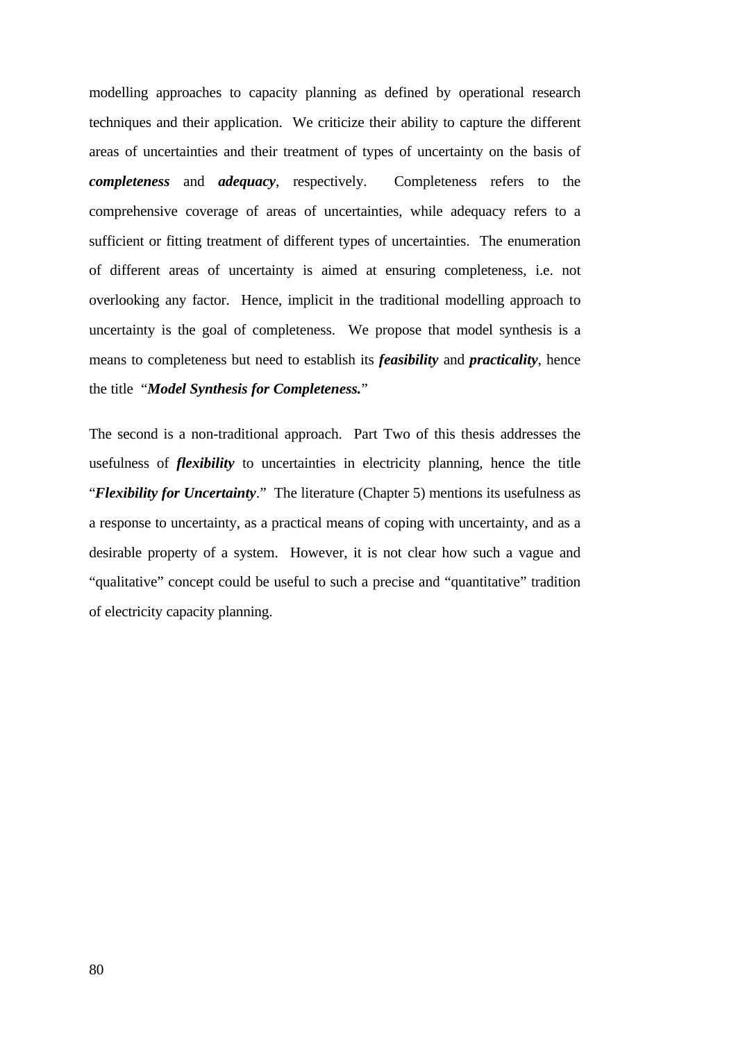modelling approaches to capacity planning as defined by operational research techniques and their application. We criticize their ability to capture the different areas of uncertainties and their treatment of types of uncertainty on the basis of ***completeness*** and ***adequacy***, respectively. Completeness refers to the comprehensive coverage of areas of uncertainties, while adequacy refers to a sufficient or fitting treatment of different types of uncertainties. The enumeration of different areas of uncertainty is aimed at ensuring completeness, i.e. not overlooking any factor. Hence, implicit in the traditional modelling approach to uncertainty is the goal of completeness. We propose that model synthesis is a means to completeness but need to establish its ***feasibility*** and ***practicality***, hence the title "***Model Synthesis for Completeness.***"

The second is a non-traditional approach. Part Two of this thesis addresses the usefulness of ***flexibility*** to uncertainties in electricity planning, hence the title "***Flexibility for Uncertainty***." The literature (Chapter 5) mentions its usefulness as a response to uncertainty, as a practical means of coping with uncertainty, and as a desirable property of a system. However, it is not clear how such a vague and "qualitative" concept could be useful to such a precise and "quantitative" tradition of electricity capacity planning.